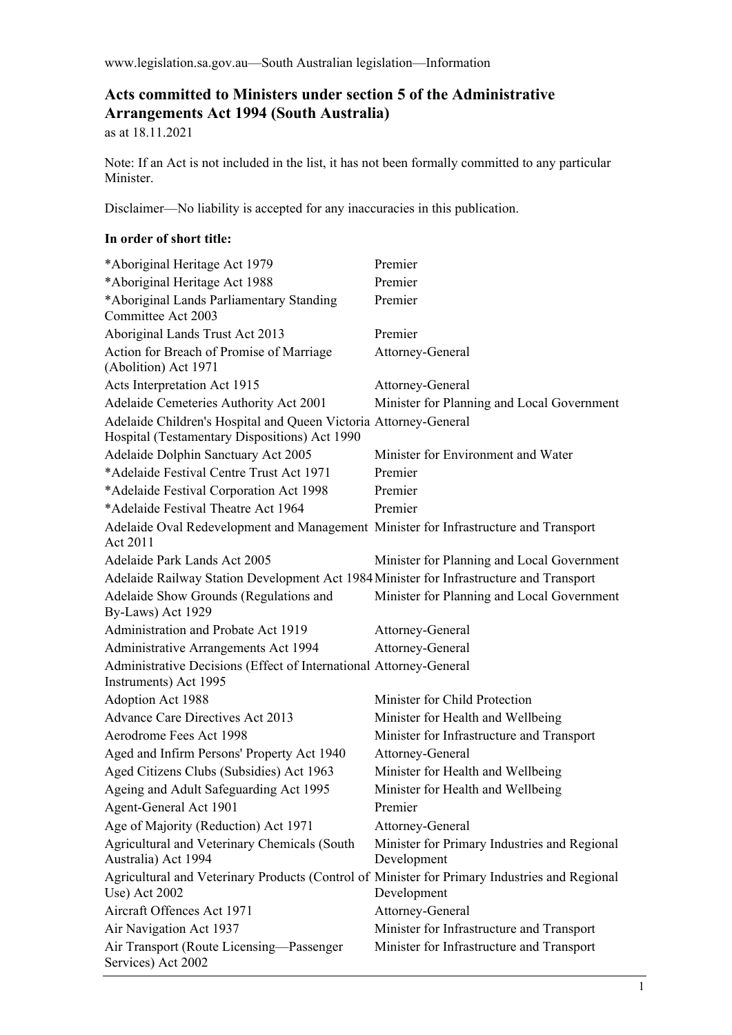www.legislation.sa.gov.au—South Australian legislation—Information

# Acts committed to Ministers under section 5 of the Administrative Arrangements Act 1994 (South Australia)

as at 18.11.2021

Note: If an Act is not included in the list, it has not been formally committed to any particular Minister.

Disclaimer—No liability is accepted for any inaccuracies in this publication.

**In order of short title:**

| | |
|---|---|
| *Aboriginal Heritage Act 1979 | Premier |
| *Aboriginal Heritage Act 1988 | Premier |
| *Aboriginal Lands Parliamentary Standing Committee Act 2003 | Premier |
| Aboriginal Lands Trust Act 2013 | Premier |
| Action for Breach of Promise of Marriage (Abolition) Act 1971 | Attorney-General |
| Acts Interpretation Act 1915 | Attorney-General |
| Adelaide Cemeteries Authority Act 2001 | Minister for Planning and Local Government |
| Adelaide Children's Hospital and Queen Victoria Hospital (Testamentary Dispositions) Act 1990 | Attorney-General |
| Adelaide Dolphin Sanctuary Act 2005 | Minister for Environment and Water |
| *Adelaide Festival Centre Trust Act 1971 | Premier |
| *Adelaide Festival Corporation Act 1998 | Premier |
| *Adelaide Festival Theatre Act 1964 | Premier |
| Adelaide Oval Redevelopment and Management Act 2011 | Minister for Infrastructure and Transport |
| Adelaide Park Lands Act 2005 | Minister for Planning and Local Government |
| Adelaide Railway Station Development Act 1984 | Minister for Infrastructure and Transport |
| Adelaide Show Grounds (Regulations and By-Laws) Act 1929 | Minister for Planning and Local Government |
| Administration and Probate Act 1919 | Attorney-General |
| Administrative Arrangements Act 1994 | Attorney-General |
| Administrative Decisions (Effect of International Instruments) Act 1995 | Attorney-General |
| Adoption Act 1988 | Minister for Child Protection |
| Advance Care Directives Act 2013 | Minister for Health and Wellbeing |
| Aerodrome Fees Act 1998 | Minister for Infrastructure and Transport |
| Aged and Infirm Persons' Property Act 1940 | Attorney-General |
| Aged Citizens Clubs (Subsidies) Act 1963 | Minister for Health and Wellbeing |
| Ageing and Adult Safeguarding Act 1995 | Minister for Health and Wellbeing |
| Agent-General Act 1901 | Premier |
| Age of Majority (Reduction) Act 1971 | Attorney-General |
| Agricultural and Veterinary Chemicals (South Australia) Act 1994 | Minister for Primary Industries and Regional Development |
| Agricultural and Veterinary Products (Control of Use) Act 2002 | Minister for Primary Industries and Regional Development |
| Aircraft Offences Act 1971 | Attorney-General |
| Air Navigation Act 1937 | Minister for Infrastructure and Transport |
| Air Transport (Route Licensing—Passenger Services) Act 2002 | Minister for Infrastructure and Transport |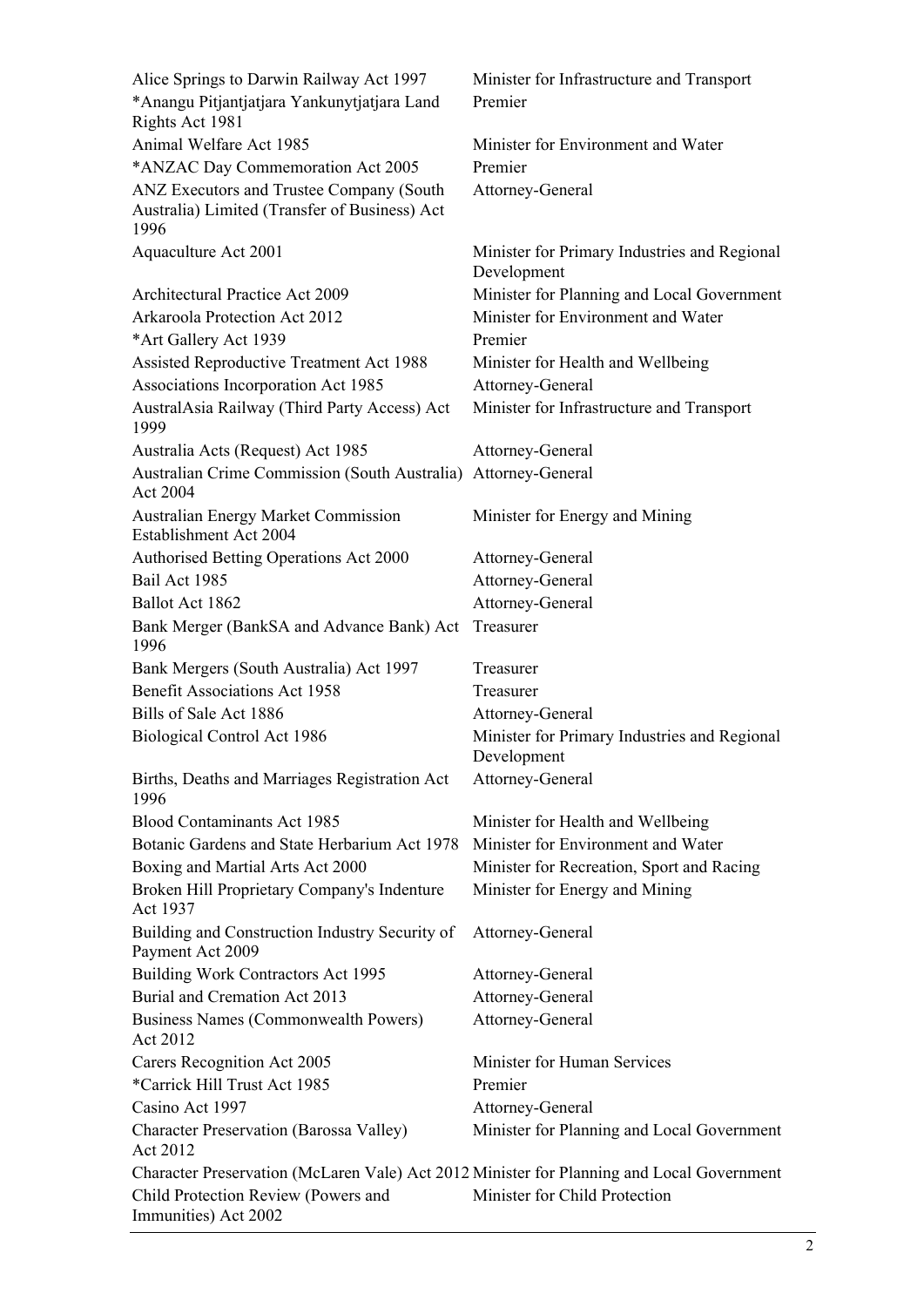| | |
|---|---|
| Alice Springs to Darwin Railway Act 1997 | Minister for Infrastructure and Transport |
| *Anangu Pitjantjatjara Yankunytjatjara Land Rights Act 1981 | Premier |
| Animal Welfare Act 1985 | Minister for Environment and Water |
| *ANZAC Day Commemoration Act 2005 | Premier |
| ANZ Executors and Trustee Company (South Australia) Limited (Transfer of Business) Act 1996 | Attorney-General |
| Aquaculture Act 2001 | Minister for Primary Industries and Regional Development |
| Architectural Practice Act 2009 | Minister for Planning and Local Government |
| Arkaroola Protection Act 2012 | Minister for Environment and Water |
| *Art Gallery Act 1939 | Premier |
| Assisted Reproductive Treatment Act 1988 | Minister for Health and Wellbeing |
| Associations Incorporation Act 1985 | Attorney-General |
| AustralAsia Railway (Third Party Access) Act 1999 | Minister for Infrastructure and Transport |
| Australia Acts (Request) Act 1985 | Attorney-General |
| Australian Crime Commission (South Australia) Act 2004 | Attorney-General |
| Australian Energy Market Commission Establishment Act 2004 | Minister for Energy and Mining |
| Authorised Betting Operations Act 2000 | Attorney-General |
| Bail Act 1985 | Attorney-General |
| Ballot Act 1862 | Attorney-General |
| Bank Merger (BankSA and Advance Bank) Act 1996 | Treasurer |
| Bank Mergers (South Australia) Act 1997 | Treasurer |
| Benefit Associations Act 1958 | Treasurer |
| Bills of Sale Act 1886 | Attorney-General |
| Biological Control Act 1986 | Minister for Primary Industries and Regional Development |
| Births, Deaths and Marriages Registration Act 1996 | Attorney-General |
| Blood Contaminants Act 1985 | Minister for Health and Wellbeing |
| Botanic Gardens and State Herbarium Act 1978 | Minister for Environment and Water |
| Boxing and Martial Arts Act 2000 | Minister for Recreation, Sport and Racing |
| Broken Hill Proprietary Company's Indenture Act 1937 | Minister for Energy and Mining |
| Building and Construction Industry Security of Payment Act 2009 | Attorney-General |
| Building Work Contractors Act 1995 | Attorney-General |
| Burial and Cremation Act 2013 | Attorney-General |
| Business Names (Commonwealth Powers) Act 2012 | Attorney-General |
| Carers Recognition Act 2005 | Minister for Human Services |
| *Carrick Hill Trust Act 1985 | Premier |
| Casino Act 1997 | Attorney-General |
| Character Preservation (Barossa Valley) Act 2012 | Minister for Planning and Local Government |
| Character Preservation (McLaren Vale) Act 2012 | Minister for Planning and Local Government |
| Child Protection Review (Powers and Immunities) Act 2002 | Minister for Child Protection |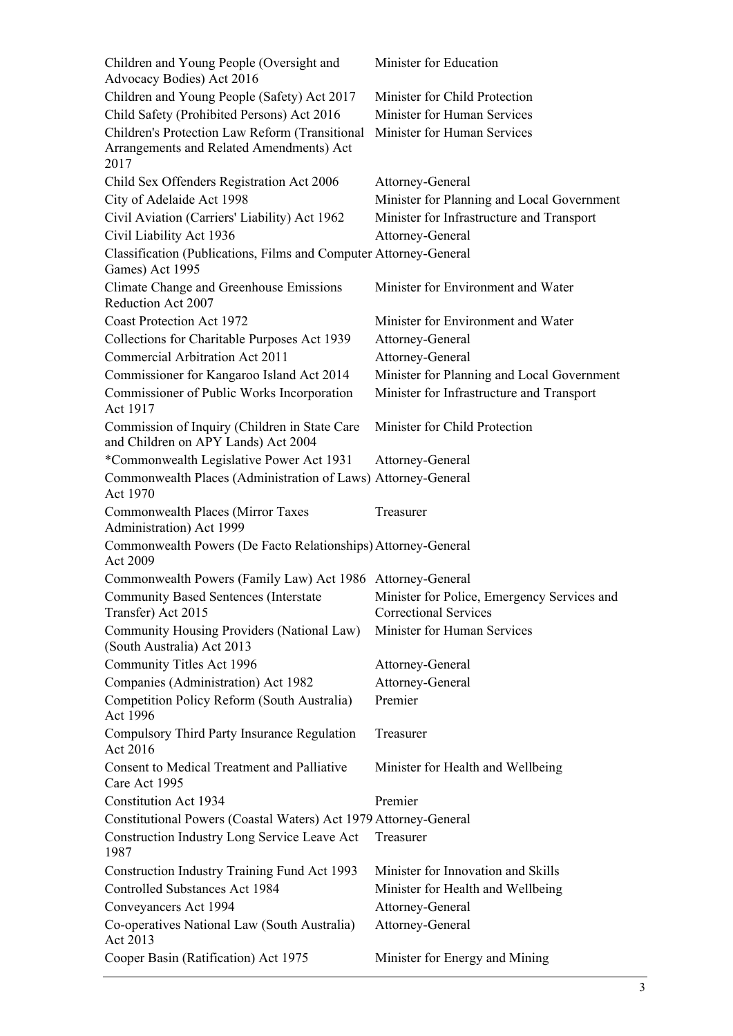| | |
|---|---|
| Children and Young People (Oversight and Advocacy Bodies) Act 2016 | Minister for Education |
| Children and Young People (Safety) Act 2017 | Minister for Child Protection |
| Child Safety (Prohibited Persons) Act 2016 | Minister for Human Services |
| Children's Protection Law Reform (Transitional Arrangements and Related Amendments) Act 2017 | Minister for Human Services |
| Child Sex Offenders Registration Act 2006 | Attorney-General |
| City of Adelaide Act 1998 | Minister for Planning and Local Government |
| Civil Aviation (Carriers' Liability) Act 1962 | Minister for Infrastructure and Transport |
| Civil Liability Act 1936 | Attorney-General |
| Classification (Publications, Films and Computer Games) Act 1995 | Attorney-General |
| Climate Change and Greenhouse Emissions Reduction Act 2007 | Minister for Environment and Water |
| Coast Protection Act 1972 | Minister for Environment and Water |
| Collections for Charitable Purposes Act 1939 | Attorney-General |
| Commercial Arbitration Act 2011 | Attorney-General |
| Commissioner for Kangaroo Island Act 2014 | Minister for Planning and Local Government |
| Commissioner of Public Works Incorporation Act 1917 | Minister for Infrastructure and Transport |
| Commission of Inquiry (Children in State Care and Children on APY Lands) Act 2004 | Minister for Child Protection |
| *Commonwealth Legislative Power Act 1931 | Attorney-General |
| Commonwealth Places (Administration of Laws) Act 1970 | Attorney-General |
| Commonwealth Places (Mirror Taxes Administration) Act 1999 | Treasurer |
| Commonwealth Powers (De Facto Relationships) Act 2009 | Attorney-General |
| Commonwealth Powers (Family Law) Act 1986 | Attorney-General |
| Community Based Sentences (Interstate Transfer) Act 2015 | Minister for Police, Emergency Services and Correctional Services |
| Community Housing Providers (National Law) (South Australia) Act 2013 | Minister for Human Services |
| Community Titles Act 1996 | Attorney-General |
| Companies (Administration) Act 1982 | Attorney-General |
| Competition Policy Reform (South Australia) Act 1996 | Premier |
| Compulsory Third Party Insurance Regulation Act 2016 | Treasurer |
| Consent to Medical Treatment and Palliative Care Act 1995 | Minister for Health and Wellbeing |
| Constitution Act 1934 | Premier |
| Constitutional Powers (Coastal Waters) Act 1979 | Attorney-General |
| Construction Industry Long Service Leave Act 1987 | Treasurer |
| Construction Industry Training Fund Act 1993 | Minister for Innovation and Skills |
| Controlled Substances Act 1984 | Minister for Health and Wellbeing |
| Conveyancers Act 1994 | Attorney-General |
| Co-operatives National Law (South Australia) Act 2013 | Attorney-General |
| Cooper Basin (Ratification) Act 1975 | Minister for Energy and Mining |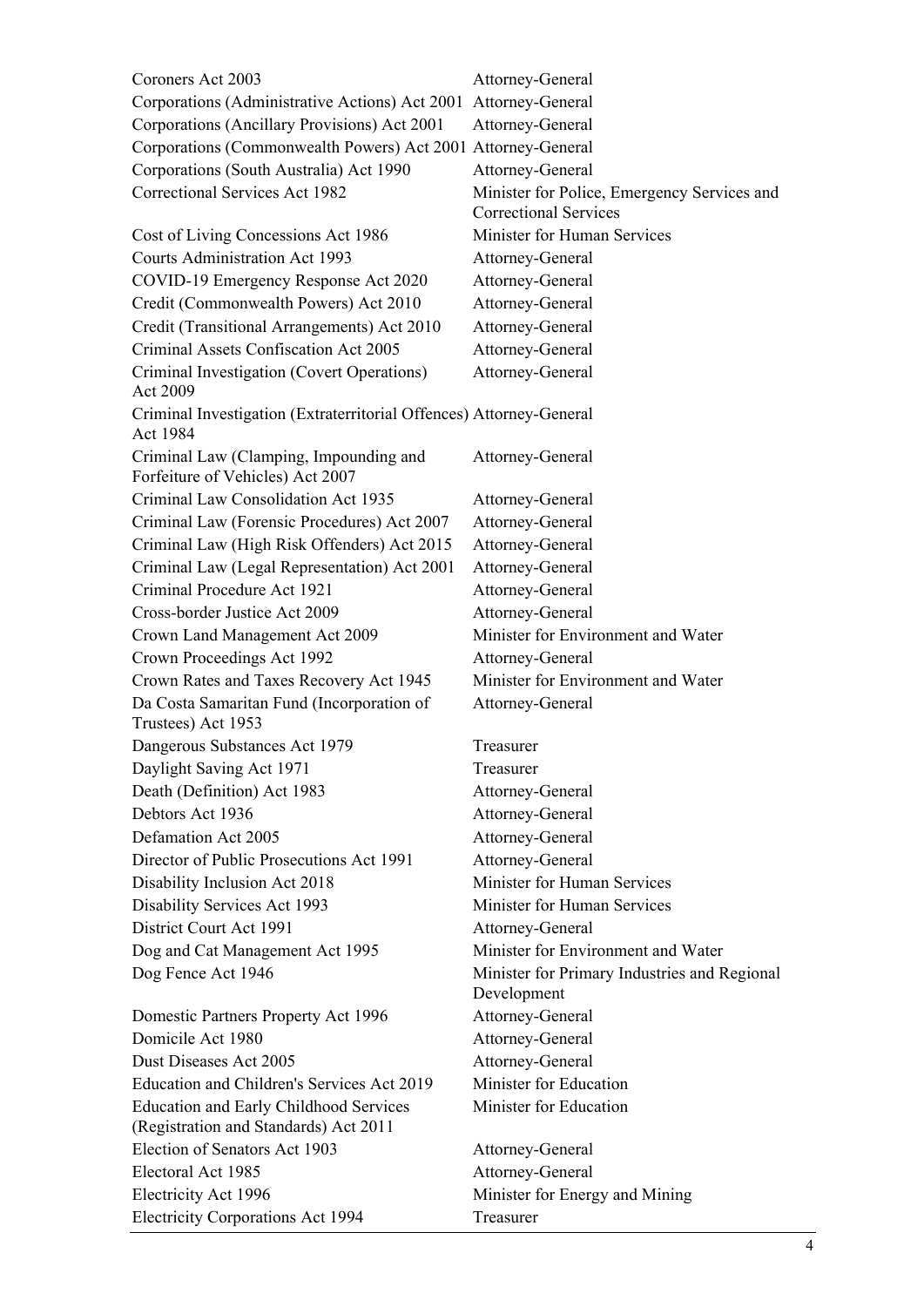| | |
|---|---|
| Coroners Act 2003 | Attorney-General |
| Corporations (Administrative Actions) Act 2001 | Attorney-General |
| Corporations (Ancillary Provisions) Act 2001 | Attorney-General |
| Corporations (Commonwealth Powers) Act 2001 | Attorney-General |
| Corporations (South Australia) Act 1990 | Attorney-General |
| Correctional Services Act 1982 | Minister for Police, Emergency Services and Correctional Services |
| Cost of Living Concessions Act 1986 | Minister for Human Services |
| Courts Administration Act 1993 | Attorney-General |
| COVID-19 Emergency Response Act 2020 | Attorney-General |
| Credit (Commonwealth Powers) Act 2010 | Attorney-General |
| Credit (Transitional Arrangements) Act 2010 | Attorney-General |
| Criminal Assets Confiscation Act 2005 | Attorney-General |
| Criminal Investigation (Covert Operations) Act 2009 | Attorney-General |
| Criminal Investigation (Extraterritorial Offences) Act 1984 | Attorney-General |
| Criminal Law (Clamping, Impounding and Forfeiture of Vehicles) Act 2007 | Attorney-General |
| Criminal Law Consolidation Act 1935 | Attorney-General |
| Criminal Law (Forensic Procedures) Act 2007 | Attorney-General |
| Criminal Law (High Risk Offenders) Act 2015 | Attorney-General |
| Criminal Law (Legal Representation) Act 2001 | Attorney-General |
| Criminal Procedure Act 1921 | Attorney-General |
| Cross-border Justice Act 2009 | Attorney-General |
| Crown Land Management Act 2009 | Minister for Environment and Water |
| Crown Proceedings Act 1992 | Attorney-General |
| Crown Rates and Taxes Recovery Act 1945 | Minister for Environment and Water |
| Da Costa Samaritan Fund (Incorporation of Trustees) Act 1953 | Attorney-General |
| Dangerous Substances Act 1979 | Treasurer |
| Daylight Saving Act 1971 | Treasurer |
| Death (Definition) Act 1983 | Attorney-General |
| Debtors Act 1936 | Attorney-General |
| Defamation Act 2005 | Attorney-General |
| Director of Public Prosecutions Act 1991 | Attorney-General |
| Disability Inclusion Act 2018 | Minister for Human Services |
| Disability Services Act 1993 | Minister for Human Services |
| District Court Act 1991 | Attorney-General |
| Dog and Cat Management Act 1995 | Minister for Environment and Water |
| Dog Fence Act 1946 | Minister for Primary Industries and Regional Development |
| Domestic Partners Property Act 1996 | Attorney-General |
| Domicile Act 1980 | Attorney-General |
| Dust Diseases Act 2005 | Attorney-General |
| Education and Children's Services Act 2019 | Minister for Education |
| Education and Early Childhood Services (Registration and Standards) Act 2011 | Minister for Education |
| Election of Senators Act 1903 | Attorney-General |
| Electoral Act 1985 | Attorney-General |
| Electricity Act 1996 | Minister for Energy and Mining |
| Electricity Corporations Act 1994 | Treasurer |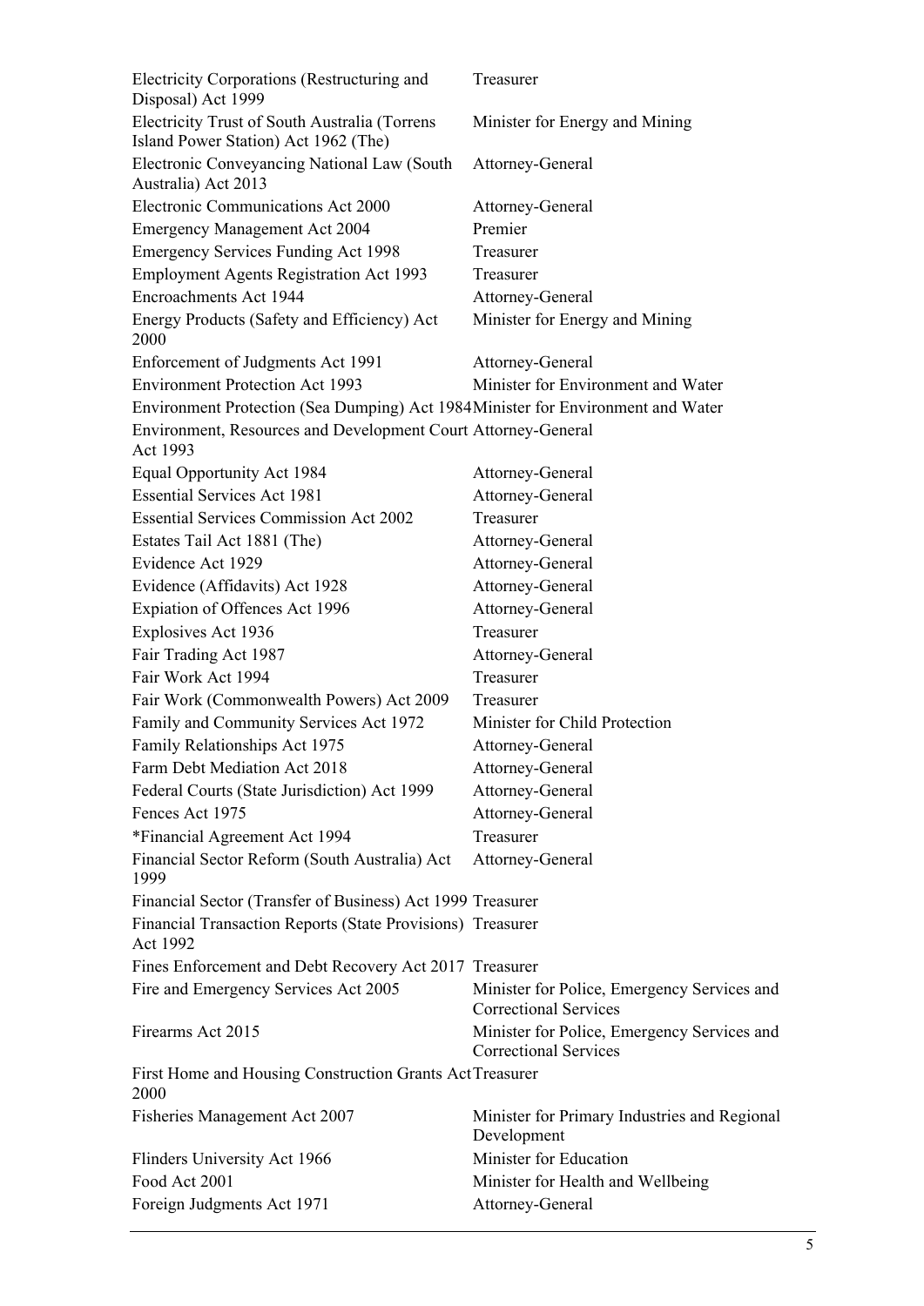| | |
|---|---|
| Electricity Corporations (Restructuring and Disposal) Act 1999 | Treasurer |
| Electricity Trust of South Australia (Torrens Island Power Station) Act 1962 (The) | Minister for Energy and Mining |
| Electronic Conveyancing National Law (South Australia) Act 2013 | Attorney-General |
| Electronic Communications Act 2000 | Attorney-General |
| Emergency Management Act 2004 | Premier |
| Emergency Services Funding Act 1998 | Treasurer |
| Employment Agents Registration Act 1993 | Treasurer |
| Encroachments Act 1944 | Attorney-General |
| Energy Products (Safety and Efficiency) Act 2000 | Minister for Energy and Mining |
| Enforcement of Judgments Act 1991 | Attorney-General |
| Environment Protection Act 1993 | Minister for Environment and Water |
| Environment Protection (Sea Dumping) Act 1984 | Minister for Environment and Water |
| Environment, Resources and Development Court Act 1993 | Attorney-General |
| Equal Opportunity Act 1984 | Attorney-General |
| Essential Services Act 1981 | Attorney-General |
| Essential Services Commission Act 2002 | Treasurer |
| Estates Tail Act 1881 (The) | Attorney-General |
| Evidence Act 1929 | Attorney-General |
| Evidence (Affidavits) Act 1928 | Attorney-General |
| Expiation of Offences Act 1996 | Attorney-General |
| Explosives Act 1936 | Treasurer |
| Fair Trading Act 1987 | Attorney-General |
| Fair Work Act 1994 | Treasurer |
| Fair Work (Commonwealth Powers) Act 2009 | Treasurer |
| Family and Community Services Act 1972 | Minister for Child Protection |
| Family Relationships Act 1975 | Attorney-General |
| Farm Debt Mediation Act 2018 | Attorney-General |
| Federal Courts (State Jurisdiction) Act 1999 | Attorney-General |
| Fences Act 1975 | Attorney-General |
| *Financial Agreement Act 1994 | Treasurer |
| Financial Sector Reform (South Australia) Act 1999 | Attorney-General |
| Financial Sector (Transfer of Business) Act 1999 | Treasurer |
| Financial Transaction Reports (State Provisions) Act 1992 | Treasurer |
| Fines Enforcement and Debt Recovery Act 2017 | Treasurer |
| Fire and Emergency Services Act 2005 | Minister for Police, Emergency Services and Correctional Services |
| Firearms Act 2015 | Minister for Police, Emergency Services and Correctional Services |
| First Home and Housing Construction Grants Act 2000 | Treasurer |
| Fisheries Management Act 2007 | Minister for Primary Industries and Regional Development |
| Flinders University Act 1966 | Minister for Education |
| Food Act 2001 | Minister for Health and Wellbeing |
| Foreign Judgments Act 1971 | Attorney-General |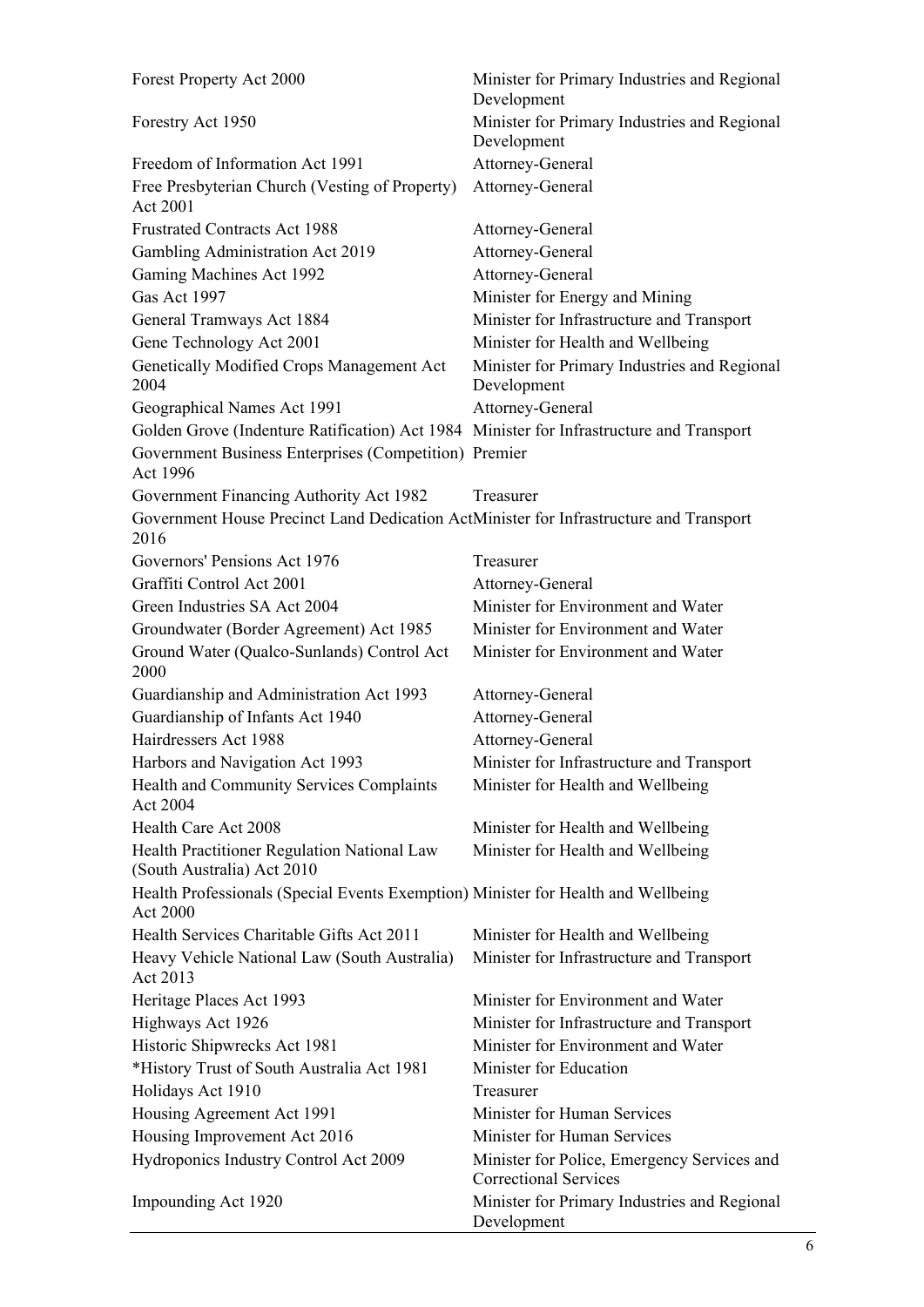| | |
|---|---|
| Forest Property Act 2000 | Minister for Primary Industries and Regional Development |
| Forestry Act 1950 | Minister for Primary Industries and Regional Development |
| Freedom of Information Act 1991 | Attorney-General |
| Free Presbyterian Church (Vesting of Property) Act 2001 | Attorney-General |
| Frustrated Contracts Act 1988 | Attorney-General |
| Gambling Administration Act 2019 | Attorney-General |
| Gaming Machines Act 1992 | Attorney-General |
| Gas Act 1997 | Minister for Energy and Mining |
| General Tramways Act 1884 | Minister for Infrastructure and Transport |
| Gene Technology Act 2001 | Minister for Health and Wellbeing |
| Genetically Modified Crops Management Act 2004 | Minister for Primary Industries and Regional Development |
| Geographical Names Act 1991 | Attorney-General |
| Golden Grove (Indenture Ratification) Act 1984 | Minister for Infrastructure and Transport |
| Government Business Enterprises (Competition) Act 1996 | Premier |
| Government Financing Authority Act 1982 | Treasurer |
| Government House Precinct Land Dedication Act 2016 | Minister for Infrastructure and Transport |
| Governors' Pensions Act 1976 | Treasurer |
| Graffiti Control Act 2001 | Attorney-General |
| Green Industries SA Act 2004 | Minister for Environment and Water |
| Groundwater (Border Agreement) Act 1985 | Minister for Environment and Water |
| Ground Water (Qualco-Sunlands) Control Act 2000 | Minister for Environment and Water |
| Guardianship and Administration Act 1993 | Attorney-General |
| Guardianship of Infants Act 1940 | Attorney-General |
| Hairdressers Act 1988 | Attorney-General |
| Harbors and Navigation Act 1993 | Minister for Infrastructure and Transport |
| Health and Community Services Complaints Act 2004 | Minister for Health and Wellbeing |
| Health Care Act 2008 | Minister for Health and Wellbeing |
| Health Practitioner Regulation National Law (South Australia) Act 2010 | Minister for Health and Wellbeing |
| Health Professionals (Special Events Exemption) Act 2000 | Minister for Health and Wellbeing |
| Health Services Charitable Gifts Act 2011 | Minister for Health and Wellbeing |
| Heavy Vehicle National Law (South Australia) Act 2013 | Minister for Infrastructure and Transport |
| Heritage Places Act 1993 | Minister for Environment and Water |
| Highways Act 1926 | Minister for Infrastructure and Transport |
| Historic Shipwrecks Act 1981 | Minister for Environment and Water |
| *History Trust of South Australia Act 1981 | Minister for Education |
| Holidays Act 1910 | Treasurer |
| Housing Agreement Act 1991 | Minister for Human Services |
| Housing Improvement Act 2016 | Minister for Human Services |
| Hydroponics Industry Control Act 2009 | Minister for Police, Emergency Services and Correctional Services |
| Impounding Act 1920 | Minister for Primary Industries and Regional Development |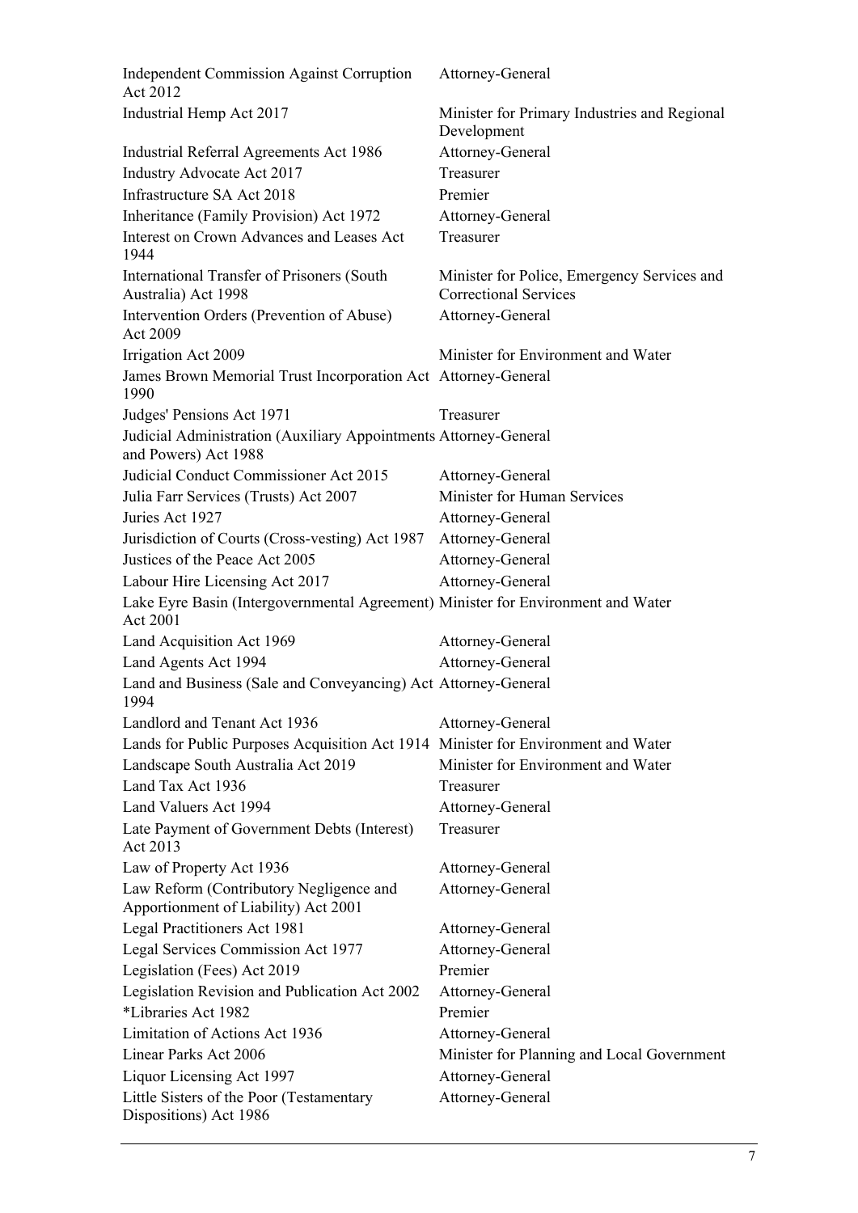| | |
|---|---|
| Independent Commission Against Corruption Act 2012 | Attorney-General |
| Industrial Hemp Act 2017 | Minister for Primary Industries and Regional Development |
| Industrial Referral Agreements Act 1986 | Attorney-General |
| Industry Advocate Act 2017 | Treasurer |
| Infrastructure SA Act 2018 | Premier |
| Inheritance (Family Provision) Act 1972 | Attorney-General |
| Interest on Crown Advances and Leases Act 1944 | Treasurer |
| International Transfer of Prisoners (South Australia) Act 1998 | Minister for Police, Emergency Services and Correctional Services |
| Intervention Orders (Prevention of Abuse) Act 2009 | Attorney-General |
| Irrigation Act 2009 | Minister for Environment and Water |
| James Brown Memorial Trust Incorporation Act 1990 | Attorney-General |
| Judges' Pensions Act 1971 | Treasurer |
| Judicial Administration (Auxiliary Appointments and Powers) Act 1988 | Attorney-General |
| Judicial Conduct Commissioner Act 2015 | Attorney-General |
| Julia Farr Services (Trusts) Act 2007 | Minister for Human Services |
| Juries Act 1927 | Attorney-General |
| Jurisdiction of Courts (Cross-vesting) Act 1987 | Attorney-General |
| Justices of the Peace Act 2005 | Attorney-General |
| Labour Hire Licensing Act 2017 | Attorney-General |
| Lake Eyre Basin (Intergovernmental Agreement) Act 2001 | Minister for Environment and Water |
| Land Acquisition Act 1969 | Attorney-General |
| Land Agents Act 1994 | Attorney-General |
| Land and Business (Sale and Conveyancing) Act 1994 | Attorney-General |
| Landlord and Tenant Act 1936 | Attorney-General |
| Lands for Public Purposes Acquisition Act 1914 | Minister for Environment and Water |
| Landscape South Australia Act 2019 | Minister for Environment and Water |
| Land Tax Act 1936 | Treasurer |
| Land Valuers Act 1994 | Attorney-General |
| Late Payment of Government Debts (Interest) Act 2013 | Treasurer |
| Law of Property Act 1936 | Attorney-General |
| Law Reform (Contributory Negligence and Apportionment of Liability) Act 2001 | Attorney-General |
| Legal Practitioners Act 1981 | Attorney-General |
| Legal Services Commission Act 1977 | Attorney-General |
| Legislation (Fees) Act 2019 | Premier |
| Legislation Revision and Publication Act 2002 | Attorney-General |
| *Libraries Act 1982 | Premier |
| Limitation of Actions Act 1936 | Attorney-General |
| Linear Parks Act 2006 | Minister for Planning and Local Government |
| Liquor Licensing Act 1997 | Attorney-General |
| Little Sisters of the Poor (Testamentary Dispositions) Act 1986 | Attorney-General |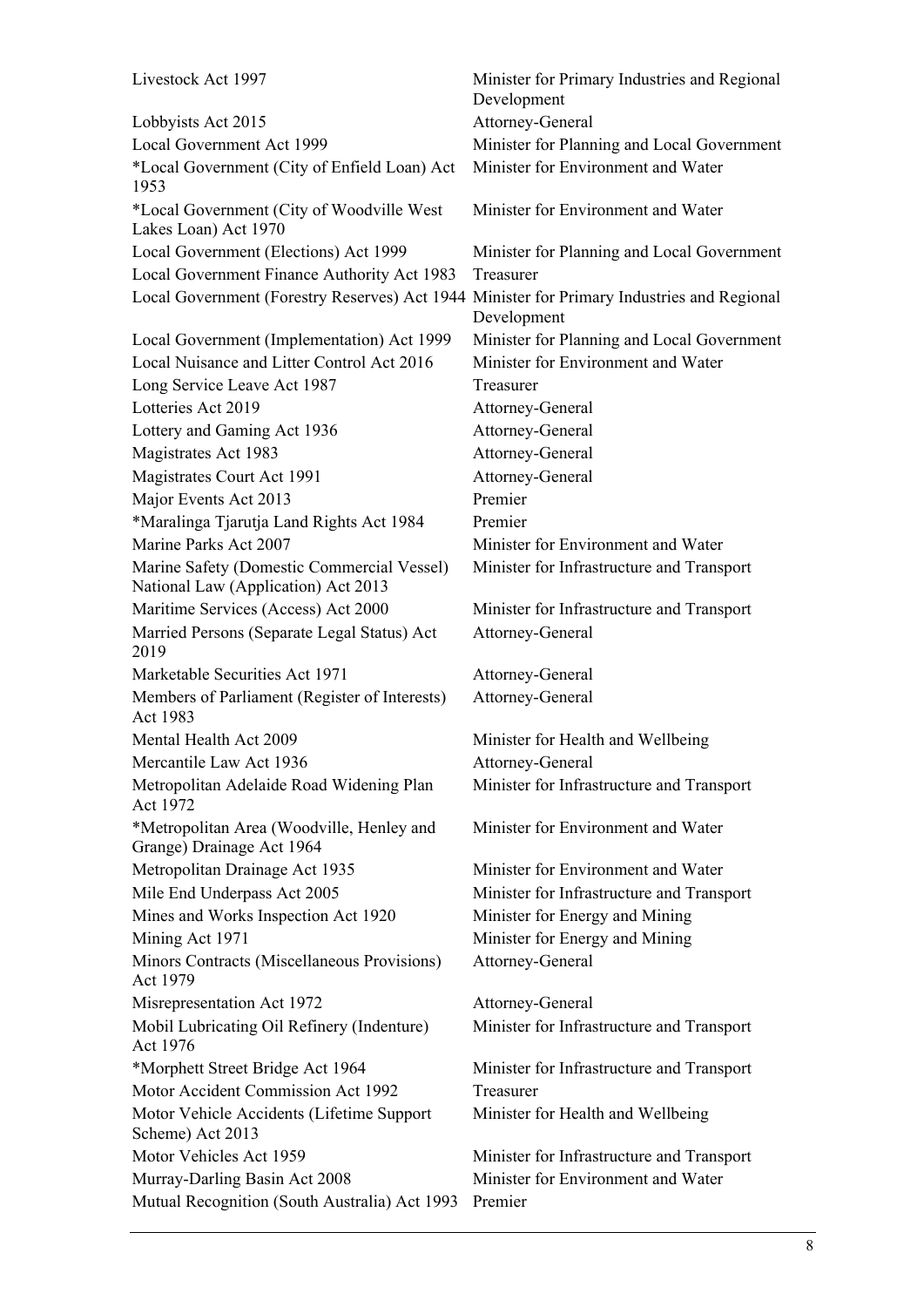| | |
|---|---|
| Livestock Act 1997 | Minister for Primary Industries and Regional Development |
| Lobbyists Act 2015 | Attorney-General |
| Local Government Act 1999 | Minister for Planning and Local Government |
| *Local Government (City of Enfield Loan) Act 1953 | Minister for Environment and Water |
| *Local Government (City of Woodville West Lakes Loan) Act 1970 | Minister for Environment and Water |
| Local Government (Elections) Act 1999 | Minister for Planning and Local Government |
| Local Government Finance Authority Act 1983 | Treasurer |
| Local Government (Forestry Reserves) Act 1944 | Minister for Primary Industries and Regional Development |
| Local Government (Implementation) Act 1999 | Minister for Planning and Local Government |
| Local Nuisance and Litter Control Act 2016 | Minister for Environment and Water |
| Long Service Leave Act 1987 | Treasurer |
| Lotteries Act 2019 | Attorney-General |
| Lottery and Gaming Act 1936 | Attorney-General |
| Magistrates Act 1983 | Attorney-General |
| Magistrates Court Act 1991 | Attorney-General |
| Major Events Act 2013 | Premier |
| *Maralinga Tjarutja Land Rights Act 1984 | Premier |
| Marine Parks Act 2007 | Minister for Environment and Water |
| Marine Safety (Domestic Commercial Vessel) National Law (Application) Act 2013 | Minister for Infrastructure and Transport |
| Maritime Services (Access) Act 2000 | Minister for Infrastructure and Transport |
| Married Persons (Separate Legal Status) Act 2019 | Attorney-General |
| Marketable Securities Act 1971 | Attorney-General |
| Members of Parliament (Register of Interests) Act 1983 | Attorney-General |
| Mental Health Act 2009 | Minister for Health and Wellbeing |
| Mercantile Law Act 1936 | Attorney-General |
| Metropolitan Adelaide Road Widening Plan Act 1972 | Minister for Infrastructure and Transport |
| *Metropolitan Area (Woodville, Henley and Grange) Drainage Act 1964 | Minister for Environment and Water |
| Metropolitan Drainage Act 1935 | Minister for Environment and Water |
| Mile End Underpass Act 2005 | Minister for Infrastructure and Transport |
| Mines and Works Inspection Act 1920 | Minister for Energy and Mining |
| Mining Act 1971 | Minister for Energy and Mining |
| Minors Contracts (Miscellaneous Provisions) Act 1979 | Attorney-General |
| Misrepresentation Act 1972 | Attorney-General |
| Mobil Lubricating Oil Refinery (Indenture) Act 1976 | Minister for Infrastructure and Transport |
| *Morphett Street Bridge Act 1964 | Minister for Infrastructure and Transport |
| Motor Accident Commission Act 1992 | Treasurer |
| Motor Vehicle Accidents (Lifetime Support Scheme) Act 2013 | Minister for Health and Wellbeing |
| Motor Vehicles Act 1959 | Minister for Infrastructure and Transport |
| Murray-Darling Basin Act 2008 | Minister for Environment and Water |
| Mutual Recognition (South Australia) Act 1993 | Premier |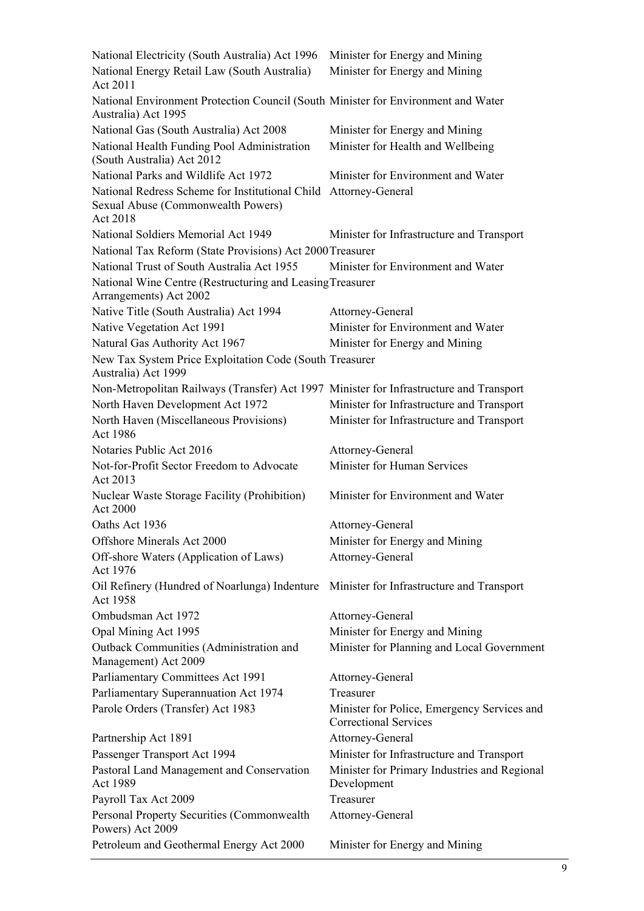| | |
|---|---|
| National Electricity (South Australia) Act 1996 | Minister for Energy and Mining |
| National Energy Retail Law (South Australia) Act 2011 | Minister for Energy and Mining |
| National Environment Protection Council (South Australia) Act 1995 | Minister for Environment and Water |
| National Gas (South Australia) Act 2008 | Minister for Energy and Mining |
| National Health Funding Pool Administration (South Australia) Act 2012 | Minister for Health and Wellbeing |
| National Parks and Wildlife Act 1972 | Minister for Environment and Water |
| National Redress Scheme for Institutional Child Sexual Abuse (Commonwealth Powers) Act 2018 | Attorney-General |
| National Soldiers Memorial Act 1949 | Minister for Infrastructure and Transport |
| National Tax Reform (State Provisions) Act 2000 | Treasurer |
| National Trust of South Australia Act 1955 | Minister for Environment and Water |
| National Wine Centre (Restructuring and Leasing Arrangements) Act 2002 | Treasurer |
| Native Title (South Australia) Act 1994 | Attorney-General |
| Native Vegetation Act 1991 | Minister for Environment and Water |
| Natural Gas Authority Act 1967 | Minister for Energy and Mining |
| New Tax System Price Exploitation Code (South Australia) Act 1999 | Treasurer |
| Non-Metropolitan Railways (Transfer) Act 1997 | Minister for Infrastructure and Transport |
| North Haven Development Act 1972 | Minister for Infrastructure and Transport |
| North Haven (Miscellaneous Provisions) Act 1986 | Minister for Infrastructure and Transport |
| Notaries Public Act 2016 | Attorney-General |
| Not-for-Profit Sector Freedom to Advocate Act 2013 | Minister for Human Services |
| Nuclear Waste Storage Facility (Prohibition) Act 2000 | Minister for Environment and Water |
| Oaths Act 1936 | Attorney-General |
| Offshore Minerals Act 2000 | Minister for Energy and Mining |
| Off-shore Waters (Application of Laws) Act 1976 | Attorney-General |
| Oil Refinery (Hundred of Noarlunga) Indenture Act 1958 | Minister for Infrastructure and Transport |
| Ombudsman Act 1972 | Attorney-General |
| Opal Mining Act 1995 | Minister for Energy and Mining |
| Outback Communities (Administration and Management) Act 2009 | Minister for Planning and Local Government |
| Parliamentary Committees Act 1991 | Attorney-General |
| Parliamentary Superannuation Act 1974 | Treasurer |
| Parole Orders (Transfer) Act 1983 | Minister for Police, Emergency Services and Correctional Services |
| Partnership Act 1891 | Attorney-General |
| Passenger Transport Act 1994 | Minister for Infrastructure and Transport |
| Pastoral Land Management and Conservation Act 1989 | Minister for Primary Industries and Regional Development |
| Payroll Tax Act 2009 | Treasurer |
| Personal Property Securities (Commonwealth Powers) Act 2009 | Attorney-General |
| Petroleum and Geothermal Energy Act 2000 | Minister for Energy and Mining |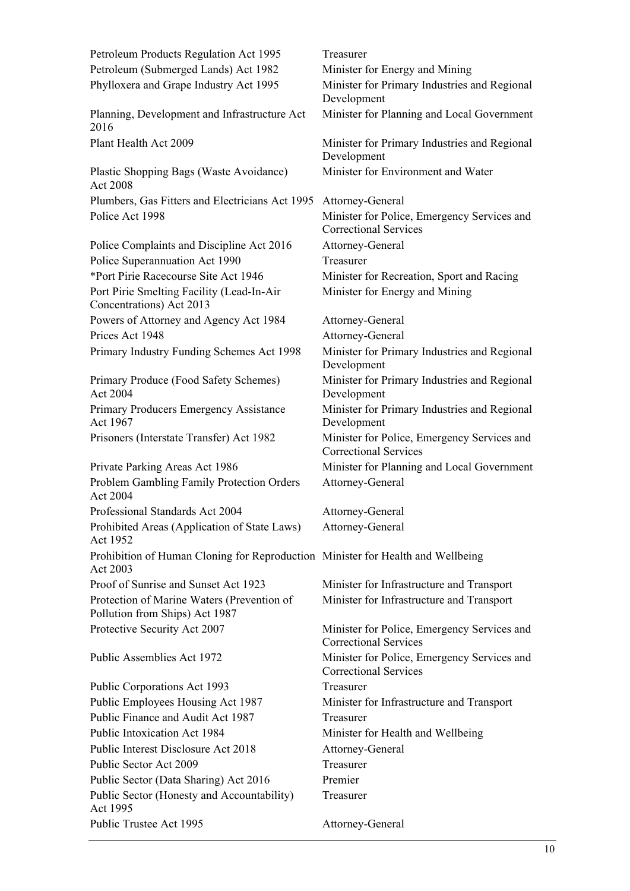| | |
|---|---|
| Petroleum Products Regulation Act 1995 | Treasurer |
| Petroleum (Submerged Lands) Act 1982 | Minister for Energy and Mining |
| Phylloxera and Grape Industry Act 1995 | Minister for Primary Industries and Regional Development |
| Planning, Development and Infrastructure Act 2016 | Minister for Planning and Local Government |
| Plant Health Act 2009 | Minister for Primary Industries and Regional Development |
| Plastic Shopping Bags (Waste Avoidance) Act 2008 | Minister for Environment and Water |
| Plumbers, Gas Fitters and Electricians Act 1995 | Attorney-General |
| Police Act 1998 | Minister for Police, Emergency Services and Correctional Services |
| Police Complaints and Discipline Act 2016 | Attorney-General |
| Police Superannuation Act 1990 | Treasurer |
| *Port Pirie Racecourse Site Act 1946 | Minister for Recreation, Sport and Racing |
| Port Pirie Smelting Facility (Lead-In-Air Concentrations) Act 2013 | Minister for Energy and Mining |
| Powers of Attorney and Agency Act 1984 | Attorney-General |
| Prices Act 1948 | Attorney-General |
| Primary Industry Funding Schemes Act 1998 | Minister for Primary Industries and Regional Development |
| Primary Produce (Food Safety Schemes) Act 2004 | Minister for Primary Industries and Regional Development |
| Primary Producers Emergency Assistance Act 1967 | Minister for Primary Industries and Regional Development |
| Prisoners (Interstate Transfer) Act 1982 | Minister for Police, Emergency Services and Correctional Services |
| Private Parking Areas Act 1986 | Minister for Planning and Local Government |
| Problem Gambling Family Protection Orders Act 2004 | Attorney-General |
| Professional Standards Act 2004 | Attorney-General |
| Prohibited Areas (Application of State Laws) Act 1952 | Attorney-General |
| Prohibition of Human Cloning for Reproduction Act 2003 | Minister for Health and Wellbeing |
| Proof of Sunrise and Sunset Act 1923 | Minister for Infrastructure and Transport |
| Protection of Marine Waters (Prevention of Pollution from Ships) Act 1987 | Minister for Infrastructure and Transport |
| Protective Security Act 2007 | Minister for Police, Emergency Services and Correctional Services |
| Public Assemblies Act 1972 | Minister for Police, Emergency Services and Correctional Services |
| Public Corporations Act 1993 | Treasurer |
| Public Employees Housing Act 1987 | Minister for Infrastructure and Transport |
| Public Finance and Audit Act 1987 | Treasurer |
| Public Intoxication Act 1984 | Minister for Health and Wellbeing |
| Public Interest Disclosure Act 2018 | Attorney-General |
| Public Sector Act 2009 | Treasurer |
| Public Sector (Data Sharing) Act 2016 | Premier |
| Public Sector (Honesty and Accountability) Act 1995 | Treasurer |
| Public Trustee Act 1995 | Attorney-General |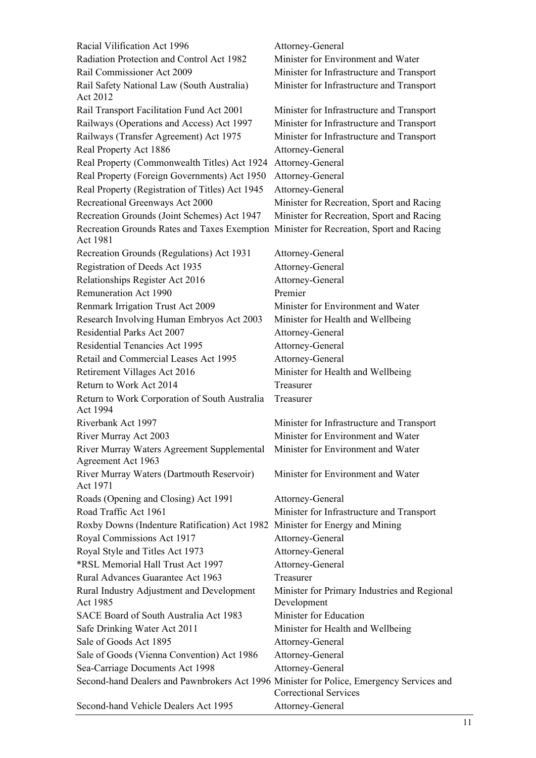| | |
|---|---|
| Racial Vilification Act 1996 | Attorney-General |
| Radiation Protection and Control Act 1982 | Minister for Environment and Water |
| Rail Commissioner Act 2009 | Minister for Infrastructure and Transport |
| Rail Safety National Law (South Australia) Act 2012 | Minister for Infrastructure and Transport |
| Rail Transport Facilitation Fund Act 2001 | Minister for Infrastructure and Transport |
| Railways (Operations and Access) Act 1997 | Minister for Infrastructure and Transport |
| Railways (Transfer Agreement) Act 1975 | Minister for Infrastructure and Transport |
| Real Property Act 1886 | Attorney-General |
| Real Property (Commonwealth Titles) Act 1924 | Attorney-General |
| Real Property (Foreign Governments) Act 1950 | Attorney-General |
| Real Property (Registration of Titles) Act 1945 | Attorney-General |
| Recreational Greenways Act 2000 | Minister for Recreation, Sport and Racing |
| Recreation Grounds (Joint Schemes) Act 1947 | Minister for Recreation, Sport and Racing |
| Recreation Grounds Rates and Taxes Exemption Act 1981 | Minister for Recreation, Sport and Racing |
| Recreation Grounds (Regulations) Act 1931 | Attorney-General |
| Registration of Deeds Act 1935 | Attorney-General |
| Relationships Register Act 2016 | Attorney-General |
| Remuneration Act 1990 | Premier |
| Renmark Irrigation Trust Act 2009 | Minister for Environment and Water |
| Research Involving Human Embryos Act 2003 | Minister for Health and Wellbeing |
| Residential Parks Act 2007 | Attorney-General |
| Residential Tenancies Act 1995 | Attorney-General |
| Retail and Commercial Leases Act 1995 | Attorney-General |
| Retirement Villages Act 2016 | Minister for Health and Wellbeing |
| Return to Work Act 2014 | Treasurer |
| Return to Work Corporation of South Australia Act 1994 | Treasurer |
| Riverbank Act 1997 | Minister for Infrastructure and Transport |
| River Murray Act 2003 | Minister for Environment and Water |
| River Murray Waters Agreement Supplemental Agreement Act 1963 | Minister for Environment and Water |
| River Murray Waters (Dartmouth Reservoir) Act 1971 | Minister for Environment and Water |
| Roads (Opening and Closing) Act 1991 | Attorney-General |
| Road Traffic Act 1961 | Minister for Infrastructure and Transport |
| Roxby Downs (Indenture Ratification) Act 1982 | Minister for Energy and Mining |
| Royal Commissions Act 1917 | Attorney-General |
| Royal Style and Titles Act 1973 | Attorney-General |
| *RSL Memorial Hall Trust Act 1997 | Attorney-General |
| Rural Advances Guarantee Act 1963 | Treasurer |
| Rural Industry Adjustment and Development Act 1985 | Minister for Primary Industries and Regional Development |
| SACE Board of South Australia Act 1983 | Minister for Education |
| Safe Drinking Water Act 2011 | Minister for Health and Wellbeing |
| Sale of Goods Act 1895 | Attorney-General |
| Sale of Goods (Vienna Convention) Act 1986 | Attorney-General |
| Sea-Carriage Documents Act 1998 | Attorney-General |
| Second-hand Dealers and Pawnbrokers Act 1996 | Minister for Police, Emergency Services and Correctional Services |
| Second-hand Vehicle Dealers Act 1995 | Attorney-General |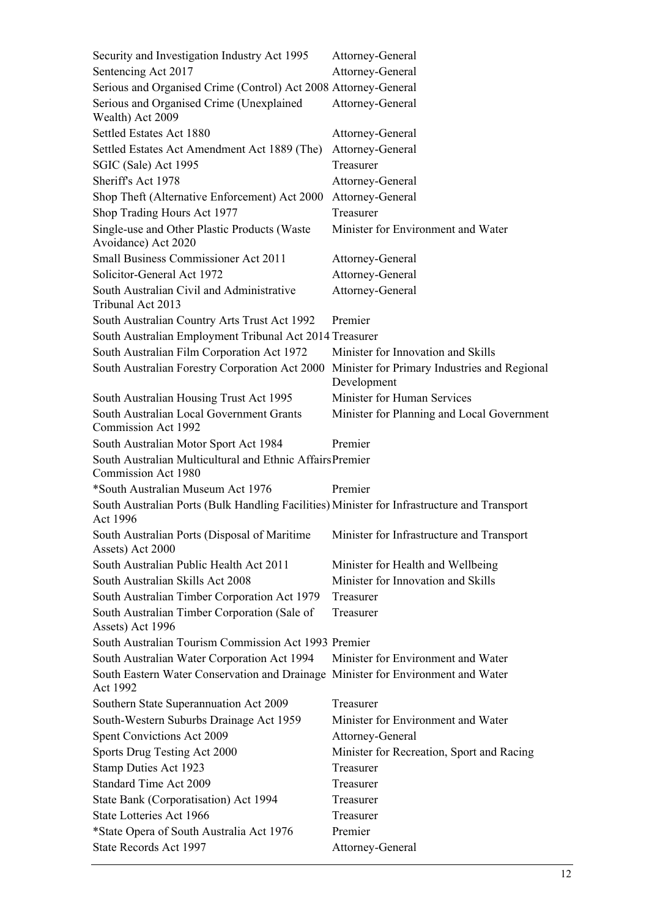| | |
|---|---|
| Security and Investigation Industry Act 1995 | Attorney-General |
| Sentencing Act 2017 | Attorney-General |
| Serious and Organised Crime (Control) Act 2008 | Attorney-General |
| Serious and Organised Crime (Unexplained Wealth) Act 2009 | Attorney-General |
| Settled Estates Act 1880 | Attorney-General |
| Settled Estates Act Amendment Act 1889 (The) | Attorney-General |
| SGIC (Sale) Act 1995 | Treasurer |
| Sheriff's Act 1978 | Attorney-General |
| Shop Theft (Alternative Enforcement) Act 2000 | Attorney-General |
| Shop Trading Hours Act 1977 | Treasurer |
| Single-use and Other Plastic Products (Waste Avoidance) Act 2020 | Minister for Environment and Water |
| Small Business Commissioner Act 2011 | Attorney-General |
| Solicitor-General Act 1972 | Attorney-General |
| South Australian Civil and Administrative Tribunal Act 2013 | Attorney-General |
| South Australian Country Arts Trust Act 1992 | Premier |
| South Australian Employment Tribunal Act 2014 | Treasurer |
| South Australian Film Corporation Act 1972 | Minister for Innovation and Skills |
| South Australian Forestry Corporation Act 2000 | Minister for Primary Industries and Regional Development |
| South Australian Housing Trust Act 1995 | Minister for Human Services |
| South Australian Local Government Grants Commission Act 1992 | Minister for Planning and Local Government |
| South Australian Motor Sport Act 1984 | Premier |
| South Australian Multicultural and Ethnic Affairs Commission Act 1980 | Premier |
| *South Australian Museum Act 1976 | Premier |
| South Australian Ports (Bulk Handling Facilities) Act 1996 | Minister for Infrastructure and Transport |
| South Australian Ports (Disposal of Maritime Assets) Act 2000 | Minister for Infrastructure and Transport |
| South Australian Public Health Act 2011 | Minister for Health and Wellbeing |
| South Australian Skills Act 2008 | Minister for Innovation and Skills |
| South Australian Timber Corporation Act 1979 | Treasurer |
| South Australian Timber Corporation (Sale of Assets) Act 1996 | Treasurer |
| South Australian Tourism Commission Act 1993 | Premier |
| South Australian Water Corporation Act 1994 | Minister for Environment and Water |
| South Eastern Water Conservation and Drainage Act 1992 | Minister for Environment and Water |
| Southern State Superannuation Act 2009 | Treasurer |
| South-Western Suburbs Drainage Act 1959 | Minister for Environment and Water |
| Spent Convictions Act 2009 | Attorney-General |
| Sports Drug Testing Act 2000 | Minister for Recreation, Sport and Racing |
| Stamp Duties Act 1923 | Treasurer |
| Standard Time Act 2009 | Treasurer |
| State Bank (Corporatisation) Act 1994 | Treasurer |
| State Lotteries Act 1966 | Treasurer |
| *State Opera of South Australia Act 1976 | Premier |
| State Records Act 1997 | Attorney-General |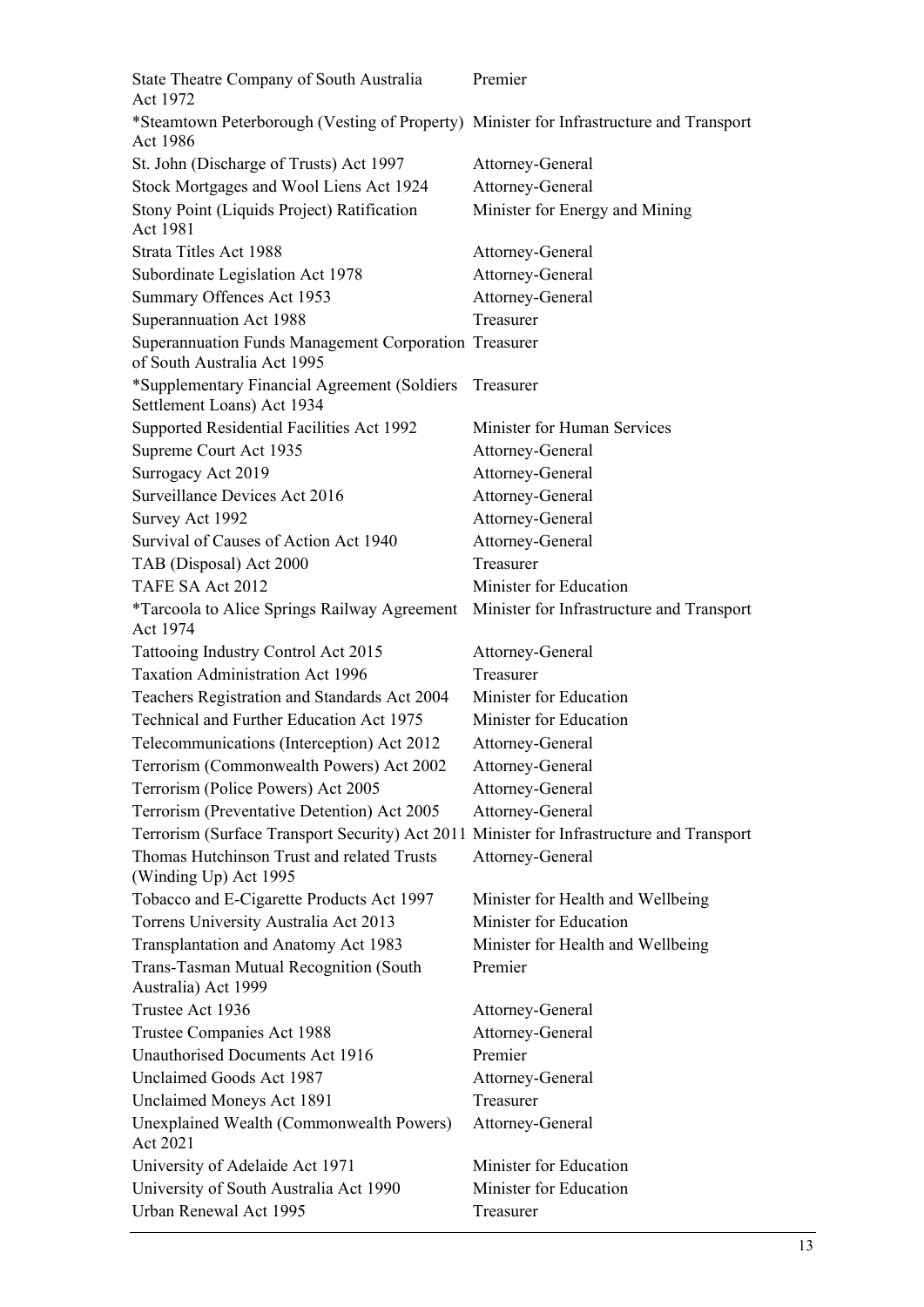| | |
|---|---|
| State Theatre Company of South Australia Act 1972 | Premier |
| *Steamtown Peterborough (Vesting of Property) Act 1986 | Minister for Infrastructure and Transport |
| St. John (Discharge of Trusts) Act 1997 | Attorney-General |
| Stock Mortgages and Wool Liens Act 1924 | Attorney-General |
| Stony Point (Liquids Project) Ratification Act 1981 | Minister for Energy and Mining |
| Strata Titles Act 1988 | Attorney-General |
| Subordinate Legislation Act 1978 | Attorney-General |
| Summary Offences Act 1953 | Attorney-General |
| Superannuation Act 1988 | Treasurer |
| Superannuation Funds Management Corporation of South Australia Act 1995 | Treasurer |
| *Supplementary Financial Agreement (Soldiers Settlement Loans) Act 1934 | Treasurer |
| Supported Residential Facilities Act 1992 | Minister for Human Services |
| Supreme Court Act 1935 | Attorney-General |
| Surrogacy Act 2019 | Attorney-General |
| Surveillance Devices Act 2016 | Attorney-General |
| Survey Act 1992 | Attorney-General |
| Survival of Causes of Action Act 1940 | Attorney-General |
| TAB (Disposal) Act 2000 | Treasurer |
| TAFE SA Act 2012 | Minister for Education |
| *Tarcoola to Alice Springs Railway Agreement Act 1974 | Minister for Infrastructure and Transport |
| Tattooing Industry Control Act 2015 | Attorney-General |
| Taxation Administration Act 1996 | Treasurer |
| Teachers Registration and Standards Act 2004 | Minister for Education |
| Technical and Further Education Act 1975 | Minister for Education |
| Telecommunications (Interception) Act 2012 | Attorney-General |
| Terrorism (Commonwealth Powers) Act 2002 | Attorney-General |
| Terrorism (Police Powers) Act 2005 | Attorney-General |
| Terrorism (Preventative Detention) Act 2005 | Attorney-General |
| Terrorism (Surface Transport Security) Act 2011 | Minister for Infrastructure and Transport |
| Thomas Hutchinson Trust and related Trusts (Winding Up) Act 1995 | Attorney-General |
| Tobacco and E-Cigarette Products Act 1997 | Minister for Health and Wellbeing |
| Torrens University Australia Act 2013 | Minister for Education |
| Transplantation and Anatomy Act 1983 | Minister for Health and Wellbeing |
| Trans-Tasman Mutual Recognition (South Australia) Act 1999 | Premier |
| Trustee Act 1936 | Attorney-General |
| Trustee Companies Act 1988 | Attorney-General |
| Unauthorised Documents Act 1916 | Premier |
| Unclaimed Goods Act 1987 | Attorney-General |
| Unclaimed Moneys Act 1891 | Treasurer |
| Unexplained Wealth (Commonwealth Powers) Act 2021 | Attorney-General |
| University of Adelaide Act 1971 | Minister for Education |
| University of South Australia Act 1990 | Minister for Education |
| Urban Renewal Act 1995 | Treasurer |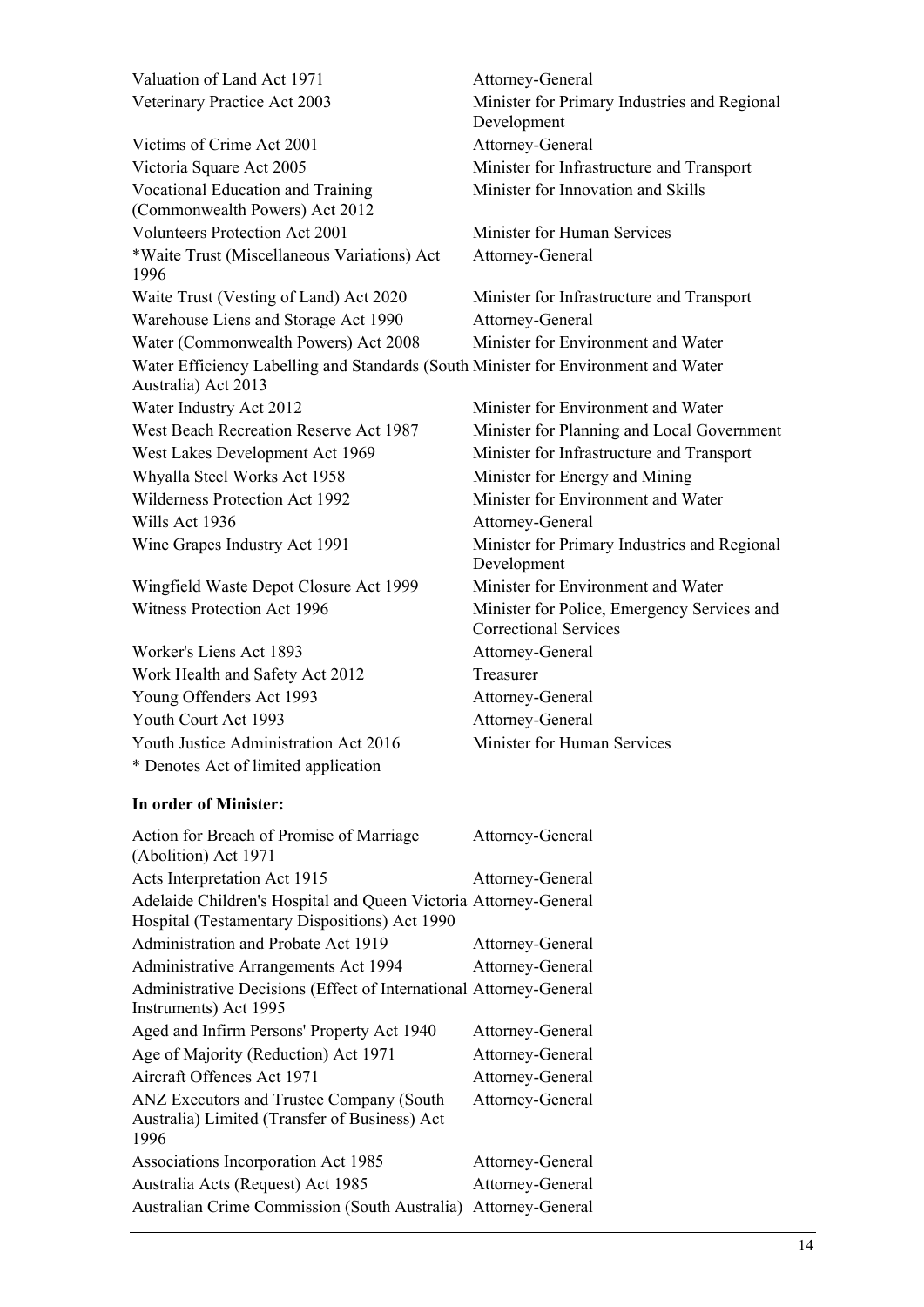| | |
|---|---|
| Valuation of Land Act 1971 | Attorney-General |
| Veterinary Practice Act 2003 | Minister for Primary Industries and Regional Development |
| Victims of Crime Act 2001 | Attorney-General |
| Victoria Square Act 2005 | Minister for Infrastructure and Transport |
| Vocational Education and Training (Commonwealth Powers) Act 2012 | Minister for Innovation and Skills |
| Volunteers Protection Act 2001 | Minister for Human Services |
| *Waite Trust (Miscellaneous Variations) Act 1996 | Attorney-General |
| Waite Trust (Vesting of Land) Act 2020 | Minister for Infrastructure and Transport |
| Warehouse Liens and Storage Act 1990 | Attorney-General |
| Water (Commonwealth Powers) Act 2008 | Minister for Environment and Water |
| Water Efficiency Labelling and Standards (South Australia) Act 2013 | Minister for Environment and Water |
| Water Industry Act 2012 | Minister for Environment and Water |
| West Beach Recreation Reserve Act 1987 | Minister for Planning and Local Government |
| West Lakes Development Act 1969 | Minister for Infrastructure and Transport |
| Whyalla Steel Works Act 1958 | Minister for Energy and Mining |
| Wilderness Protection Act 1992 | Minister for Environment and Water |
| Wills Act 1936 | Attorney-General |
| Wine Grapes Industry Act 1991 | Minister for Primary Industries and Regional Development |
| Wingfield Waste Depot Closure Act 1999 | Minister for Environment and Water |
| Witness Protection Act 1996 | Minister for Police, Emergency Services and Correctional Services |
| Worker's Liens Act 1893 | Attorney-General |
| Work Health and Safety Act 2012 | Treasurer |
| Young Offenders Act 1993 | Attorney-General |
| Youth Court Act 1993 | Attorney-General |
| Youth Justice Administration Act 2016 | Minister for Human Services |

* Denotes Act of limited application

**In order of Minister:**

| | |
|---|---|
| Action for Breach of Promise of Marriage (Abolition) Act 1971 | Attorney-General |
| Acts Interpretation Act 1915 | Attorney-General |
| Adelaide Children's Hospital and Queen Victoria Hospital (Testamentary Dispositions) Act 1990 | Attorney-General |
| Administration and Probate Act 1919 | Attorney-General |
| Administrative Arrangements Act 1994 | Attorney-General |
| Administrative Decisions (Effect of International Instruments) Act 1995 | Attorney-General |
| Aged and Infirm Persons' Property Act 1940 | Attorney-General |
| Age of Majority (Reduction) Act 1971 | Attorney-General |
| Aircraft Offences Act 1971 | Attorney-General |
| ANZ Executors and Trustee Company (South Australia) Limited (Transfer of Business) Act 1996 | Attorney-General |
| Associations Incorporation Act 1985 | Attorney-General |
| Australia Acts (Request) Act 1985 | Attorney-General |
| Australian Crime Commission (South Australia) | Attorney-General |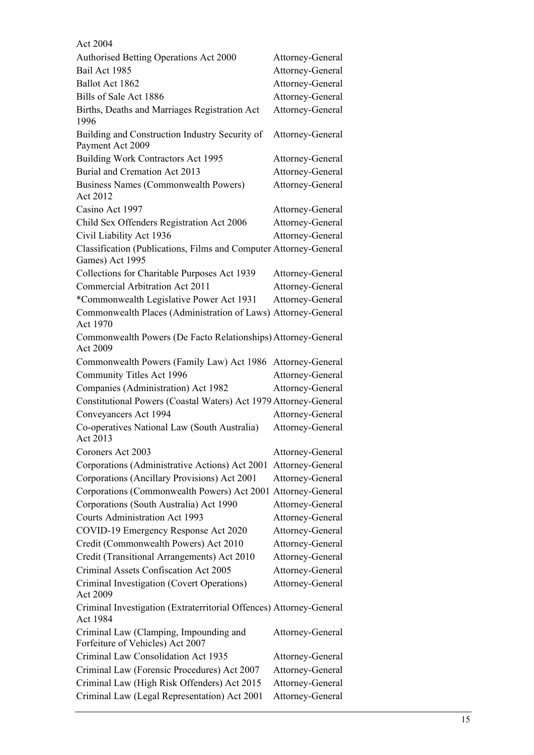| | |
|---|---|
| Act 2004 | |
| Authorised Betting Operations Act 2000 | Attorney-General |
| Bail Act 1985 | Attorney-General |
| Ballot Act 1862 | Attorney-General |
| Bills of Sale Act 1886 | Attorney-General |
| Births, Deaths and Marriages Registration Act 1996 | Attorney-General |
| Building and Construction Industry Security of Payment Act 2009 | Attorney-General |
| Building Work Contractors Act 1995 | Attorney-General |
| Burial and Cremation Act 2013 | Attorney-General |
| Business Names (Commonwealth Powers) Act 2012 | Attorney-General |
| Casino Act 1997 | Attorney-General |
| Child Sex Offenders Registration Act 2006 | Attorney-General |
| Civil Liability Act 1936 | Attorney-General |
| Classification (Publications, Films and Computer Games) Act 1995 | Attorney-General |
| Collections for Charitable Purposes Act 1939 | Attorney-General |
| Commercial Arbitration Act 2011 | Attorney-General |
| *Commonwealth Legislative Power Act 1931 | Attorney-General |
| Commonwealth Places (Administration of Laws) Act 1970 | Attorney-General |
| Commonwealth Powers (De Facto Relationships) Act 2009 | Attorney-General |
| Commonwealth Powers (Family Law) Act 1986 | Attorney-General |
| Community Titles Act 1996 | Attorney-General |
| Companies (Administration) Act 1982 | Attorney-General |
| Constitutional Powers (Coastal Waters) Act 1979 | Attorney-General |
| Conveyancers Act 1994 | Attorney-General |
| Co-operatives National Law (South Australia) Act 2013 | Attorney-General |
| Coroners Act 2003 | Attorney-General |
| Corporations (Administrative Actions) Act 2001 | Attorney-General |
| Corporations (Ancillary Provisions) Act 2001 | Attorney-General |
| Corporations (Commonwealth Powers) Act 2001 | Attorney-General |
| Corporations (South Australia) Act 1990 | Attorney-General |
| Courts Administration Act 1993 | Attorney-General |
| COVID-19 Emergency Response Act 2020 | Attorney-General |
| Credit (Commonwealth Powers) Act 2010 | Attorney-General |
| Credit (Transitional Arrangements) Act 2010 | Attorney-General |
| Criminal Assets Confiscation Act 2005 | Attorney-General |
| Criminal Investigation (Covert Operations) Act 2009 | Attorney-General |
| Criminal Investigation (Extraterritorial Offences) Act 1984 | Attorney-General |
| Criminal Law (Clamping, Impounding and Forfeiture of Vehicles) Act 2007 | Attorney-General |
| Criminal Law Consolidation Act 1935 | Attorney-General |
| Criminal Law (Forensic Procedures) Act 2007 | Attorney-General |
| Criminal Law (High Risk Offenders) Act 2015 | Attorney-General |
| Criminal Law (Legal Representation) Act 2001 | Attorney-General |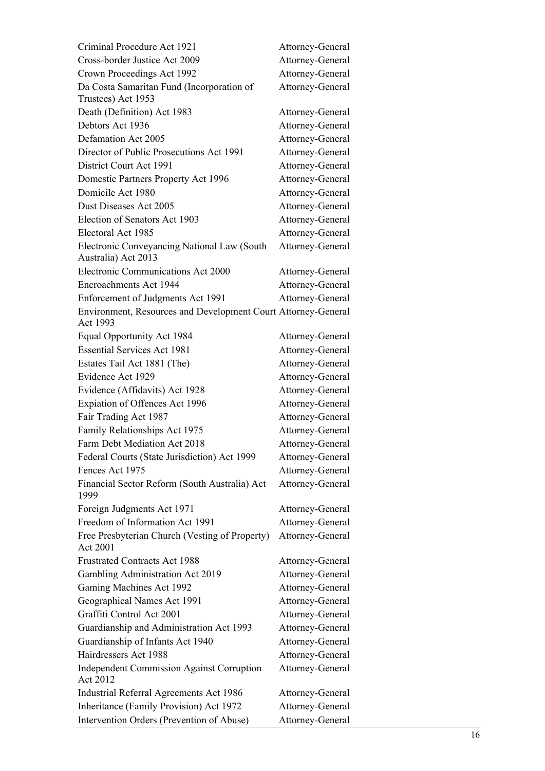| | |
|---|---|
| Criminal Procedure Act 1921 | Attorney-General |
| Cross-border Justice Act 2009 | Attorney-General |
| Crown Proceedings Act 1992 | Attorney-General |
| Da Costa Samaritan Fund (Incorporation of Trustees) Act 1953 | Attorney-General |
| Death (Definition) Act 1983 | Attorney-General |
| Debtors Act 1936 | Attorney-General |
| Defamation Act 2005 | Attorney-General |
| Director of Public Prosecutions Act 1991 | Attorney-General |
| District Court Act 1991 | Attorney-General |
| Domestic Partners Property Act 1996 | Attorney-General |
| Domicile Act 1980 | Attorney-General |
| Dust Diseases Act 2005 | Attorney-General |
| Election of Senators Act 1903 | Attorney-General |
| Electoral Act 1985 | Attorney-General |
| Electronic Conveyancing National Law (South Australia) Act 2013 | Attorney-General |
| Electronic Communications Act 2000 | Attorney-General |
| Encroachments Act 1944 | Attorney-General |
| Enforcement of Judgments Act 1991 | Attorney-General |
| Environment, Resources and Development Court Act 1993 | Attorney-General |
| Equal Opportunity Act 1984 | Attorney-General |
| Essential Services Act 1981 | Attorney-General |
| Estates Tail Act 1881 (The) | Attorney-General |
| Evidence Act 1929 | Attorney-General |
| Evidence (Affidavits) Act 1928 | Attorney-General |
| Expiation of Offences Act 1996 | Attorney-General |
| Fair Trading Act 1987 | Attorney-General |
| Family Relationships Act 1975 | Attorney-General |
| Farm Debt Mediation Act 2018 | Attorney-General |
| Federal Courts (State Jurisdiction) Act 1999 | Attorney-General |
| Fences Act 1975 | Attorney-General |
| Financial Sector Reform (South Australia) Act 1999 | Attorney-General |
| Foreign Judgments Act 1971 | Attorney-General |
| Freedom of Information Act 1991 | Attorney-General |
| Free Presbyterian Church (Vesting of Property) Act 2001 | Attorney-General |
| Frustrated Contracts Act 1988 | Attorney-General |
| Gambling Administration Act 2019 | Attorney-General |
| Gaming Machines Act 1992 | Attorney-General |
| Geographical Names Act 1991 | Attorney-General |
| Graffiti Control Act 2001 | Attorney-General |
| Guardianship and Administration Act 1993 | Attorney-General |
| Guardianship of Infants Act 1940 | Attorney-General |
| Hairdressers Act 1988 | Attorney-General |
| Independent Commission Against Corruption Act 2012 | Attorney-General |
| Industrial Referral Agreements Act 1986 | Attorney-General |
| Inheritance (Family Provision) Act 1972 | Attorney-General |
| Intervention Orders (Prevention of Abuse) | Attorney-General |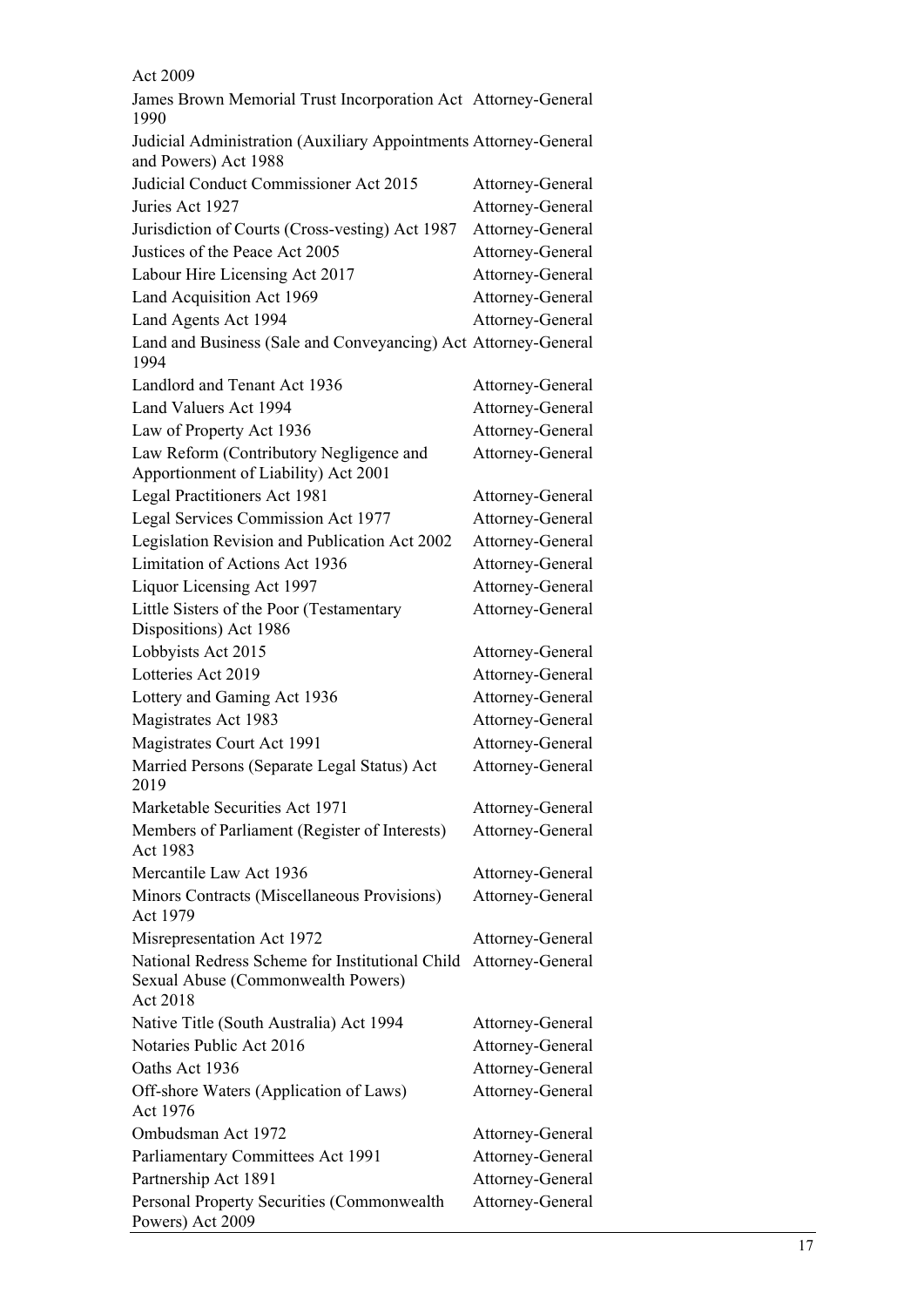| | |
|---|---|
| Act 2009 | |
| James Brown Memorial Trust Incorporation Act 1990 | Attorney-General |
| Judicial Administration (Auxiliary Appointments and Powers) Act 1988 | Attorney-General |
| Judicial Conduct Commissioner Act 2015 | Attorney-General |
| Juries Act 1927 | Attorney-General |
| Jurisdiction of Courts (Cross-vesting) Act 1987 | Attorney-General |
| Justices of the Peace Act 2005 | Attorney-General |
| Labour Hire Licensing Act 2017 | Attorney-General |
| Land Acquisition Act 1969 | Attorney-General |
| Land Agents Act 1994 | Attorney-General |
| Land and Business (Sale and Conveyancing) Act 1994 | Attorney-General |
| Landlord and Tenant Act 1936 | Attorney-General |
| Land Valuers Act 1994 | Attorney-General |
| Law of Property Act 1936 | Attorney-General |
| Law Reform (Contributory Negligence and Apportionment of Liability) Act 2001 | Attorney-General |
| Legal Practitioners Act 1981 | Attorney-General |
| Legal Services Commission Act 1977 | Attorney-General |
| Legislation Revision and Publication Act 2002 | Attorney-General |
| Limitation of Actions Act 1936 | Attorney-General |
| Liquor Licensing Act 1997 | Attorney-General |
| Little Sisters of the Poor (Testamentary Dispositions) Act 1986 | Attorney-General |
| Lobbyists Act 2015 | Attorney-General |
| Lotteries Act 2019 | Attorney-General |
| Lottery and Gaming Act 1936 | Attorney-General |
| Magistrates Act 1983 | Attorney-General |
| Magistrates Court Act 1991 | Attorney-General |
| Married Persons (Separate Legal Status) Act 2019 | Attorney-General |
| Marketable Securities Act 1971 | Attorney-General |
| Members of Parliament (Register of Interests) Act 1983 | Attorney-General |
| Mercantile Law Act 1936 | Attorney-General |
| Minors Contracts (Miscellaneous Provisions) Act 1979 | Attorney-General |
| Misrepresentation Act 1972 | Attorney-General |
| National Redress Scheme for Institutional Child Sexual Abuse (Commonwealth Powers) Act 2018 | Attorney-General |
| Native Title (South Australia) Act 1994 | Attorney-General |
| Notaries Public Act 2016 | Attorney-General |
| Oaths Act 1936 | Attorney-General |
| Off-shore Waters (Application of Laws) Act 1976 | Attorney-General |
| Ombudsman Act 1972 | Attorney-General |
| Parliamentary Committees Act 1991 | Attorney-General |
| Partnership Act 1891 | Attorney-General |
| Personal Property Securities (Commonwealth Powers) Act 2009 | Attorney-General |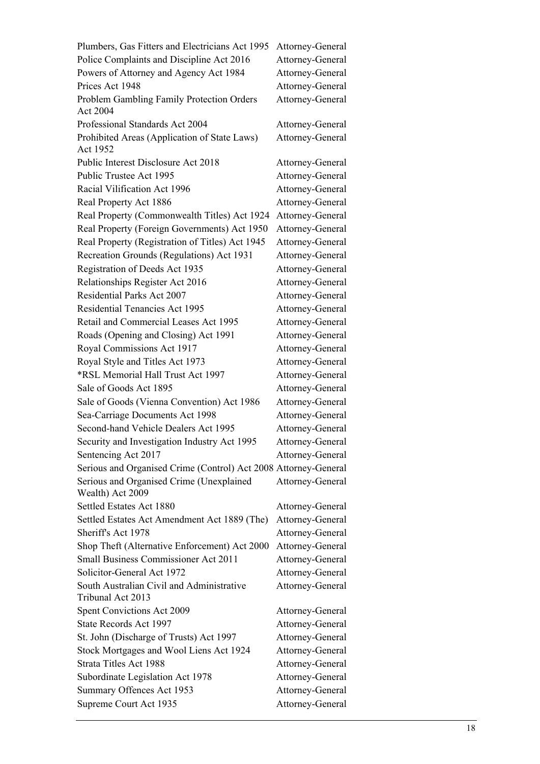| | |
|---|---|
| Plumbers, Gas Fitters and Electricians Act 1995 | Attorney-General |
| Police Complaints and Discipline Act 2016 | Attorney-General |
| Powers of Attorney and Agency Act 1984 | Attorney-General |
| Prices Act 1948 | Attorney-General |
| Problem Gambling Family Protection Orders Act 2004 | Attorney-General |
| Professional Standards Act 2004 | Attorney-General |
| Prohibited Areas (Application of State Laws) Act 1952 | Attorney-General |
| Public Interest Disclosure Act 2018 | Attorney-General |
| Public Trustee Act 1995 | Attorney-General |
| Racial Vilification Act 1996 | Attorney-General |
| Real Property Act 1886 | Attorney-General |
| Real Property (Commonwealth Titles) Act 1924 | Attorney-General |
| Real Property (Foreign Governments) Act 1950 | Attorney-General |
| Real Property (Registration of Titles) Act 1945 | Attorney-General |
| Recreation Grounds (Regulations) Act 1931 | Attorney-General |
| Registration of Deeds Act 1935 | Attorney-General |
| Relationships Register Act 2016 | Attorney-General |
| Residential Parks Act 2007 | Attorney-General |
| Residential Tenancies Act 1995 | Attorney-General |
| Retail and Commercial Leases Act 1995 | Attorney-General |
| Roads (Opening and Closing) Act 1991 | Attorney-General |
| Royal Commissions Act 1917 | Attorney-General |
| Royal Style and Titles Act 1973 | Attorney-General |
| *RSL Memorial Hall Trust Act 1997 | Attorney-General |
| Sale of Goods Act 1895 | Attorney-General |
| Sale of Goods (Vienna Convention) Act 1986 | Attorney-General |
| Sea-Carriage Documents Act 1998 | Attorney-General |
| Second-hand Vehicle Dealers Act 1995 | Attorney-General |
| Security and Investigation Industry Act 1995 | Attorney-General |
| Sentencing Act 2017 | Attorney-General |
| Serious and Organised Crime (Control) Act 2008 | Attorney-General |
| Serious and Organised Crime (Unexplained Wealth) Act 2009 | Attorney-General |
| Settled Estates Act 1880 | Attorney-General |
| Settled Estates Act Amendment Act 1889 (The) | Attorney-General |
| Sheriff's Act 1978 | Attorney-General |
| Shop Theft (Alternative Enforcement) Act 2000 | Attorney-General |
| Small Business Commissioner Act 2011 | Attorney-General |
| Solicitor-General Act 1972 | Attorney-General |
| South Australian Civil and Administrative Tribunal Act 2013 | Attorney-General |
| Spent Convictions Act 2009 | Attorney-General |
| State Records Act 1997 | Attorney-General |
| St. John (Discharge of Trusts) Act 1997 | Attorney-General |
| Stock Mortgages and Wool Liens Act 1924 | Attorney-General |
| Strata Titles Act 1988 | Attorney-General |
| Subordinate Legislation Act 1978 | Attorney-General |
| Summary Offences Act 1953 | Attorney-General |
| Supreme Court Act 1935 | Attorney-General |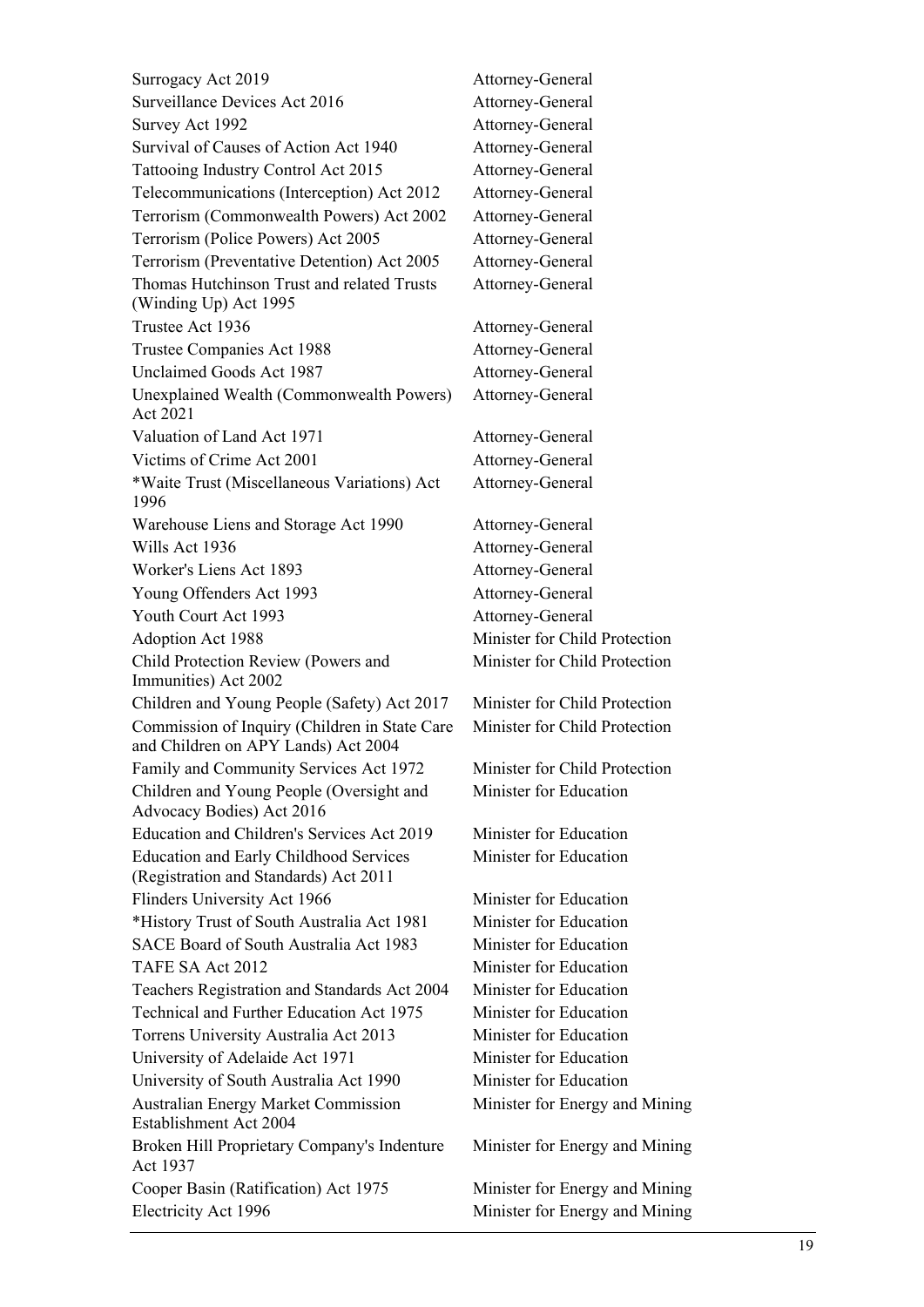| | |
|---|---|
| Surrogacy Act 2019 | Attorney-General |
| Surveillance Devices Act 2016 | Attorney-General |
| Survey Act 1992 | Attorney-General |
| Survival of Causes of Action Act 1940 | Attorney-General |
| Tattooing Industry Control Act 2015 | Attorney-General |
| Telecommunications (Interception) Act 2012 | Attorney-General |
| Terrorism (Commonwealth Powers) Act 2002 | Attorney-General |
| Terrorism (Police Powers) Act 2005 | Attorney-General |
| Terrorism (Preventative Detention) Act 2005 | Attorney-General |
| Thomas Hutchinson Trust and related Trusts (Winding Up) Act 1995 | Attorney-General |
| Trustee Act 1936 | Attorney-General |
| Trustee Companies Act 1988 | Attorney-General |
| Unclaimed Goods Act 1987 | Attorney-General |
| Unexplained Wealth (Commonwealth Powers) Act 2021 | Attorney-General |
| Valuation of Land Act 1971 | Attorney-General |
| Victims of Crime Act 2001 | Attorney-General |
| *Waite Trust (Miscellaneous Variations) Act 1996 | Attorney-General |
| Warehouse Liens and Storage Act 1990 | Attorney-General |
| Wills Act 1936 | Attorney-General |
| Worker's Liens Act 1893 | Attorney-General |
| Young Offenders Act 1993 | Attorney-General |
| Youth Court Act 1993 | Attorney-General |
| Adoption Act 1988 | Minister for Child Protection |
| Child Protection Review (Powers and Immunities) Act 2002 | Minister for Child Protection |
| Children and Young People (Safety) Act 2017 | Minister for Child Protection |
| Commission of Inquiry (Children in State Care and Children on APY Lands) Act 2004 | Minister for Child Protection |
| Family and Community Services Act 1972 | Minister for Child Protection |
| Children and Young People (Oversight and Advocacy Bodies) Act 2016 | Minister for Education |
| Education and Children's Services Act 2019 | Minister for Education |
| Education and Early Childhood Services (Registration and Standards) Act 2011 | Minister for Education |
| Flinders University Act 1966 | Minister for Education |
| *History Trust of South Australia Act 1981 | Minister for Education |
| SACE Board of South Australia Act 1983 | Minister for Education |
| TAFE SA Act 2012 | Minister for Education |
| Teachers Registration and Standards Act 2004 | Minister for Education |
| Technical and Further Education Act 1975 | Minister for Education |
| Torrens University Australia Act 2013 | Minister for Education |
| University of Adelaide Act 1971 | Minister for Education |
| University of South Australia Act 1990 | Minister for Education |
| Australian Energy Market Commission Establishment Act 2004 | Minister for Energy and Mining |
| Broken Hill Proprietary Company's Indenture Act 1937 | Minister for Energy and Mining |
| Cooper Basin (Ratification) Act 1975 | Minister for Energy and Mining |
| Electricity Act 1996 | Minister for Energy and Mining |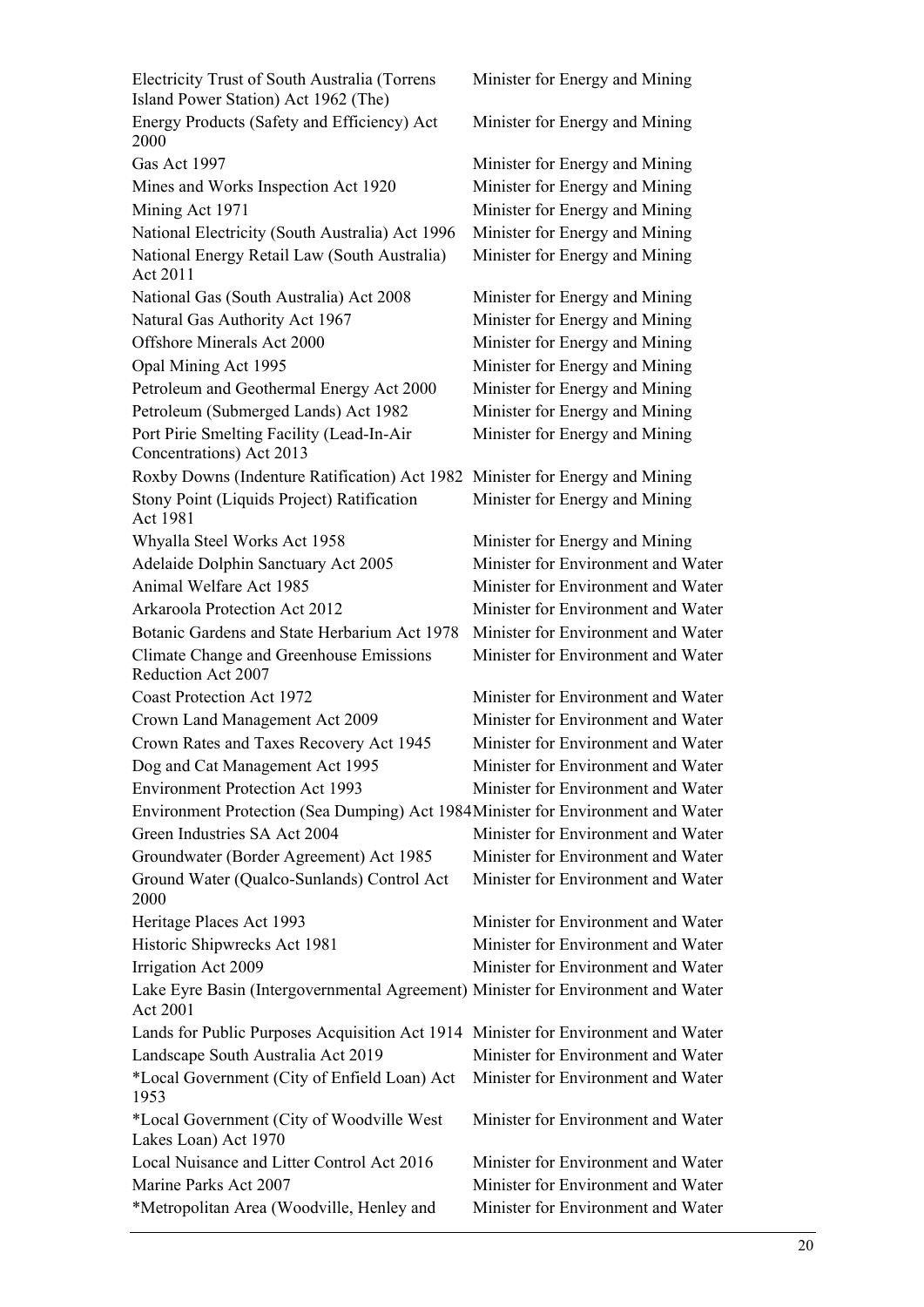| | |
|---|---|
| Electricity Trust of South Australia (Torrens Island Power Station) Act 1962 (The) | Minister for Energy and Mining |
| Energy Products (Safety and Efficiency) Act 2000 | Minister for Energy and Mining |
| Gas Act 1997 | Minister for Energy and Mining |
| Mines and Works Inspection Act 1920 | Minister for Energy and Mining |
| Mining Act 1971 | Minister for Energy and Mining |
| National Electricity (South Australia) Act 1996 | Minister for Energy and Mining |
| National Energy Retail Law (South Australia) Act 2011 | Minister for Energy and Mining |
| National Gas (South Australia) Act 2008 | Minister for Energy and Mining |
| Natural Gas Authority Act 1967 | Minister for Energy and Mining |
| Offshore Minerals Act 2000 | Minister for Energy and Mining |
| Opal Mining Act 1995 | Minister for Energy and Mining |
| Petroleum and Geothermal Energy Act 2000 | Minister for Energy and Mining |
| Petroleum (Submerged Lands) Act 1982 | Minister for Energy and Mining |
| Port Pirie Smelting Facility (Lead-In-Air Concentrations) Act 2013 | Minister for Energy and Mining |
| Roxby Downs (Indenture Ratification) Act 1982 | Minister for Energy and Mining |
| Stony Point (Liquids Project) Ratification Act 1981 | Minister for Energy and Mining |
| Whyalla Steel Works Act 1958 | Minister for Energy and Mining |
| Adelaide Dolphin Sanctuary Act 2005 | Minister for Environment and Water |
| Animal Welfare Act 1985 | Minister for Environment and Water |
| Arkaroola Protection Act 2012 | Minister for Environment and Water |
| Botanic Gardens and State Herbarium Act 1978 | Minister for Environment and Water |
| Climate Change and Greenhouse Emissions Reduction Act 2007 | Minister for Environment and Water |
| Coast Protection Act 1972 | Minister for Environment and Water |
| Crown Land Management Act 2009 | Minister for Environment and Water |
| Crown Rates and Taxes Recovery Act 1945 | Minister for Environment and Water |
| Dog and Cat Management Act 1995 | Minister for Environment and Water |
| Environment Protection Act 1993 | Minister for Environment and Water |
| Environment Protection (Sea Dumping) Act 1984 | Minister for Environment and Water |
| Green Industries SA Act 2004 | Minister for Environment and Water |
| Groundwater (Border Agreement) Act 1985 | Minister for Environment and Water |
| Ground Water (Qualco-Sunlands) Control Act 2000 | Minister for Environment and Water |
| Heritage Places Act 1993 | Minister for Environment and Water |
| Historic Shipwrecks Act 1981 | Minister for Environment and Water |
| Irrigation Act 2009 | Minister for Environment and Water |
| Lake Eyre Basin (Intergovernmental Agreement) Act 2001 | Minister for Environment and Water |
| Lands for Public Purposes Acquisition Act 1914 | Minister for Environment and Water |
| Landscape South Australia Act 2019 | Minister for Environment and Water |
| *Local Government (City of Enfield Loan) Act 1953 | Minister for Environment and Water |
| *Local Government (City of Woodville West Lakes Loan) Act 1970 | Minister for Environment and Water |
| Local Nuisance and Litter Control Act 2016 | Minister for Environment and Water |
| Marine Parks Act 2007 | Minister for Environment and Water |
| *Metropolitan Area (Woodville, Henley and | Minister for Environment and Water |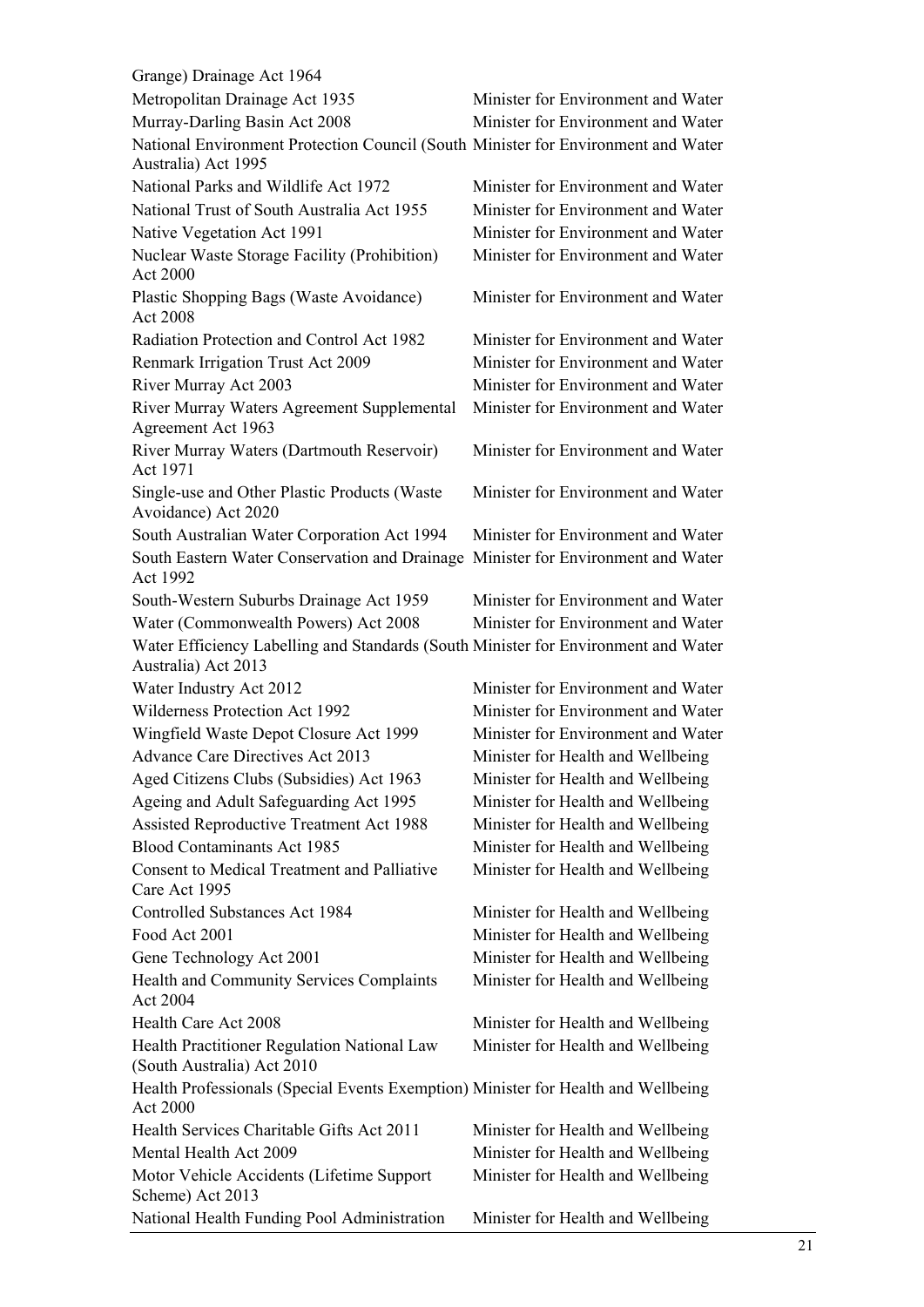| | |
|---|---|
| Grange) Drainage Act 1964 | |
| Metropolitan Drainage Act 1935 | Minister for Environment and Water |
| Murray-Darling Basin Act 2008 | Minister for Environment and Water |
| National Environment Protection Council (South Australia) Act 1995 | Minister for Environment and Water |
| National Parks and Wildlife Act 1972 | Minister for Environment and Water |
| National Trust of South Australia Act 1955 | Minister for Environment and Water |
| Native Vegetation Act 1991 | Minister for Environment and Water |
| Nuclear Waste Storage Facility (Prohibition) Act 2000 | Minister for Environment and Water |
| Plastic Shopping Bags (Waste Avoidance) Act 2008 | Minister for Environment and Water |
| Radiation Protection and Control Act 1982 | Minister for Environment and Water |
| Renmark Irrigation Trust Act 2009 | Minister for Environment and Water |
| River Murray Act 2003 | Minister for Environment and Water |
| River Murray Waters Agreement Supplemental Agreement Act 1963 | Minister for Environment and Water |
| River Murray Waters (Dartmouth Reservoir) Act 1971 | Minister for Environment and Water |
| Single-use and Other Plastic Products (Waste Avoidance) Act 2020 | Minister for Environment and Water |
| South Australian Water Corporation Act 1994 | Minister for Environment and Water |
| South Eastern Water Conservation and Drainage Act 1992 | Minister for Environment and Water |
| South-Western Suburbs Drainage Act 1959 | Minister for Environment and Water |
| Water (Commonwealth Powers) Act 2008 | Minister for Environment and Water |
| Water Efficiency Labelling and Standards (South Australia) Act 2013 | Minister for Environment and Water |
| Water Industry Act 2012 | Minister for Environment and Water |
| Wilderness Protection Act 1992 | Minister for Environment and Water |
| Wingfield Waste Depot Closure Act 1999 | Minister for Environment and Water |
| Advance Care Directives Act 2013 | Minister for Health and Wellbeing |
| Aged Citizens Clubs (Subsidies) Act 1963 | Minister for Health and Wellbeing |
| Ageing and Adult Safeguarding Act 1995 | Minister for Health and Wellbeing |
| Assisted Reproductive Treatment Act 1988 | Minister for Health and Wellbeing |
| Blood Contaminants Act 1985 | Minister for Health and Wellbeing |
| Consent to Medical Treatment and Palliative Care Act 1995 | Minister for Health and Wellbeing |
| Controlled Substances Act 1984 | Minister for Health and Wellbeing |
| Food Act 2001 | Minister for Health and Wellbeing |
| Gene Technology Act 2001 | Minister for Health and Wellbeing |
| Health and Community Services Complaints Act 2004 | Minister for Health and Wellbeing |
| Health Care Act 2008 | Minister for Health and Wellbeing |
| Health Practitioner Regulation National Law (South Australia) Act 2010 | Minister for Health and Wellbeing |
| Health Professionals (Special Events Exemption) Act 2000 | Minister for Health and Wellbeing |
| Health Services Charitable Gifts Act 2011 | Minister for Health and Wellbeing |
| Mental Health Act 2009 | Minister for Health and Wellbeing |
| Motor Vehicle Accidents (Lifetime Support Scheme) Act 2013 | Minister for Health and Wellbeing |
| National Health Funding Pool Administration | Minister for Health and Wellbeing |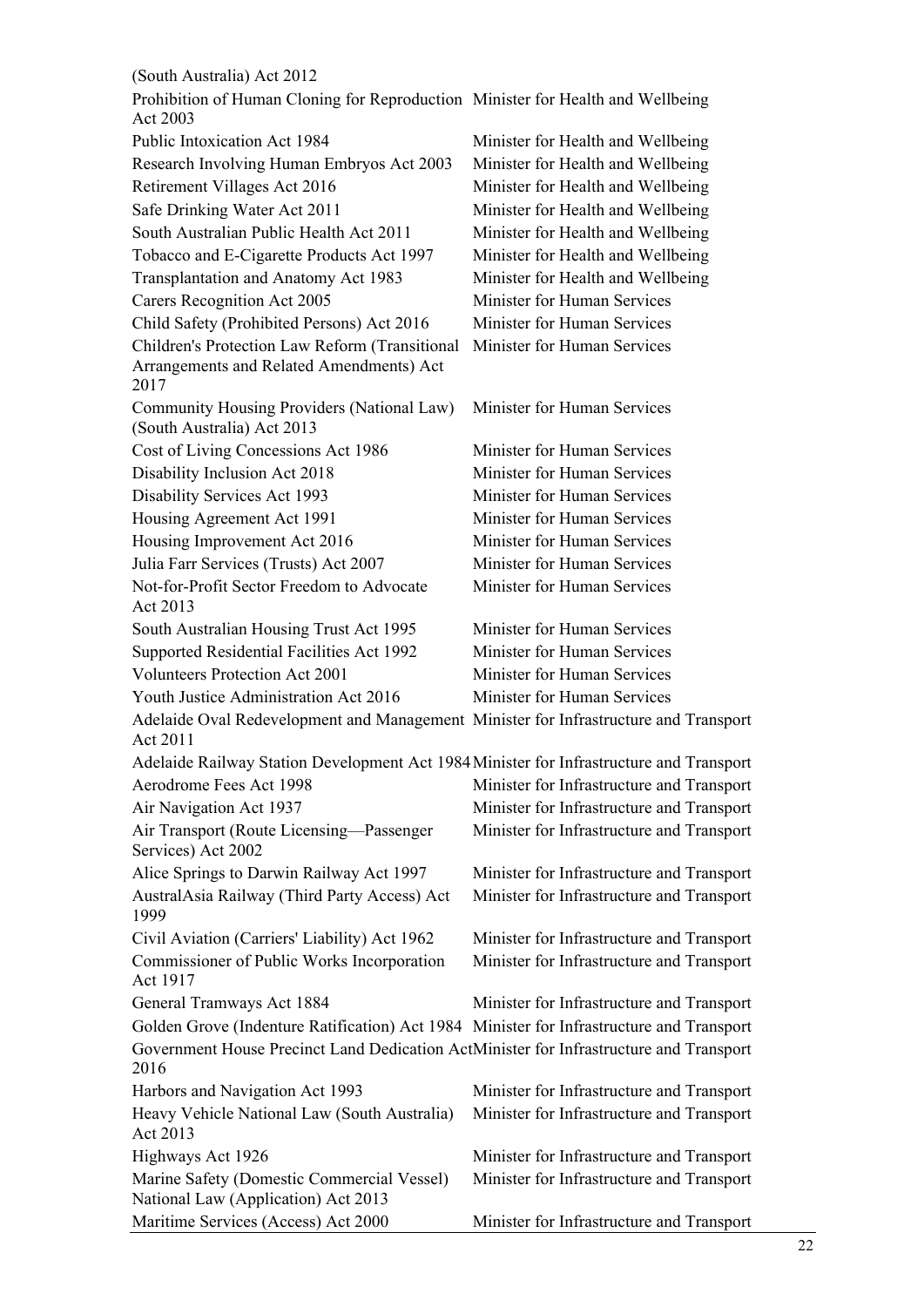| | |
|---|---|
| (South Australia) Act 2012 | |
| Prohibition of Human Cloning for Reproduction Act 2003 | Minister for Health and Wellbeing |
| Public Intoxication Act 1984 | Minister for Health and Wellbeing |
| Research Involving Human Embryos Act 2003 | Minister for Health and Wellbeing |
| Retirement Villages Act 2016 | Minister for Health and Wellbeing |
| Safe Drinking Water Act 2011 | Minister for Health and Wellbeing |
| South Australian Public Health Act 2011 | Minister for Health and Wellbeing |
| Tobacco and E-Cigarette Products Act 1997 | Minister for Health and Wellbeing |
| Transplantation and Anatomy Act 1983 | Minister for Health and Wellbeing |
| Carers Recognition Act 2005 | Minister for Human Services |
| Child Safety (Prohibited Persons) Act 2016 | Minister for Human Services |
| Children's Protection Law Reform (Transitional Arrangements and Related Amendments) Act 2017 | Minister for Human Services |
| Community Housing Providers (National Law) (South Australia) Act 2013 | Minister for Human Services |
| Cost of Living Concessions Act 1986 | Minister for Human Services |
| Disability Inclusion Act 2018 | Minister for Human Services |
| Disability Services Act 1993 | Minister for Human Services |
| Housing Agreement Act 1991 | Minister for Human Services |
| Housing Improvement Act 2016 | Minister for Human Services |
| Julia Farr Services (Trusts) Act 2007 | Minister for Human Services |
| Not-for-Profit Sector Freedom to Advocate Act 2013 | Minister for Human Services |
| South Australian Housing Trust Act 1995 | Minister for Human Services |
| Supported Residential Facilities Act 1992 | Minister for Human Services |
| Volunteers Protection Act 2001 | Minister for Human Services |
| Youth Justice Administration Act 2016 | Minister for Human Services |
| Adelaide Oval Redevelopment and Management Act 2011 | Minister for Infrastructure and Transport |
| Adelaide Railway Station Development Act 1984 | Minister for Infrastructure and Transport |
| Aerodrome Fees Act 1998 | Minister for Infrastructure and Transport |
| Air Navigation Act 1937 | Minister for Infrastructure and Transport |
| Air Transport (Route Licensing—Passenger Services) Act 2002 | Minister for Infrastructure and Transport |
| Alice Springs to Darwin Railway Act 1997 | Minister for Infrastructure and Transport |
| AustralAsia Railway (Third Party Access) Act 1999 | Minister for Infrastructure and Transport |
| Civil Aviation (Carriers' Liability) Act 1962 | Minister for Infrastructure and Transport |
| Commissioner of Public Works Incorporation Act 1917 | Minister for Infrastructure and Transport |
| General Tramways Act 1884 | Minister for Infrastructure and Transport |
| Golden Grove (Indenture Ratification) Act 1984 | Minister for Infrastructure and Transport |
| Government House Precinct Land Dedication Act 2016 | Minister for Infrastructure and Transport |
| Harbors and Navigation Act 1993 | Minister for Infrastructure and Transport |
| Heavy Vehicle National Law (South Australia) Act 2013 | Minister for Infrastructure and Transport |
| Highways Act 1926 | Minister for Infrastructure and Transport |
| Marine Safety (Domestic Commercial Vessel) National Law (Application) Act 2013 | Minister for Infrastructure and Transport |
| Maritime Services (Access) Act 2000 | Minister for Infrastructure and Transport |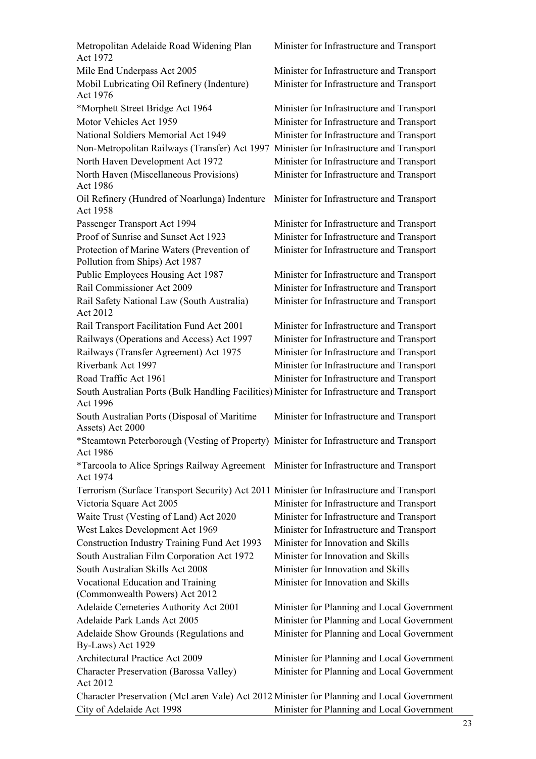| | |
|---|---|
| Metropolitan Adelaide Road Widening Plan Act 1972 | Minister for Infrastructure and Transport |
| Mile End Underpass Act 2005 | Minister for Infrastructure and Transport |
| Mobil Lubricating Oil Refinery (Indenture) Act 1976 | Minister for Infrastructure and Transport |
| *Morphett Street Bridge Act 1964 | Minister for Infrastructure and Transport |
| Motor Vehicles Act 1959 | Minister for Infrastructure and Transport |
| National Soldiers Memorial Act 1949 | Minister for Infrastructure and Transport |
| Non-Metropolitan Railways (Transfer) Act 1997 | Minister for Infrastructure and Transport |
| North Haven Development Act 1972 | Minister for Infrastructure and Transport |
| North Haven (Miscellaneous Provisions) Act 1986 | Minister for Infrastructure and Transport |
| Oil Refinery (Hundred of Noarlunga) Indenture Act 1958 | Minister for Infrastructure and Transport |
| Passenger Transport Act 1994 | Minister for Infrastructure and Transport |
| Proof of Sunrise and Sunset Act 1923 | Minister for Infrastructure and Transport |
| Protection of Marine Waters (Prevention of Pollution from Ships) Act 1987 | Minister for Infrastructure and Transport |
| Public Employees Housing Act 1987 | Minister for Infrastructure and Transport |
| Rail Commissioner Act 2009 | Minister for Infrastructure and Transport |
| Rail Safety National Law (South Australia) Act 2012 | Minister for Infrastructure and Transport |
| Rail Transport Facilitation Fund Act 2001 | Minister for Infrastructure and Transport |
| Railways (Operations and Access) Act 1997 | Minister for Infrastructure and Transport |
| Railways (Transfer Agreement) Act 1975 | Minister for Infrastructure and Transport |
| Riverbank Act 1997 | Minister for Infrastructure and Transport |
| Road Traffic Act 1961 | Minister for Infrastructure and Transport |
| South Australian Ports (Bulk Handling Facilities) Act 1996 | Minister for Infrastructure and Transport |
| South Australian Ports (Disposal of Maritime Assets) Act 2000 | Minister for Infrastructure and Transport |
| *Steamtown Peterborough (Vesting of Property) Act 1986 | Minister for Infrastructure and Transport |
| *Tarcoola to Alice Springs Railway Agreement Act 1974 | Minister for Infrastructure and Transport |
| Terrorism (Surface Transport Security) Act 2011 | Minister for Infrastructure and Transport |
| Victoria Square Act 2005 | Minister for Infrastructure and Transport |
| Waite Trust (Vesting of Land) Act 2020 | Minister for Infrastructure and Transport |
| West Lakes Development Act 1969 | Minister for Infrastructure and Transport |
| Construction Industry Training Fund Act 1993 | Minister for Innovation and Skills |
| South Australian Film Corporation Act 1972 | Minister for Innovation and Skills |
| South Australian Skills Act 2008 | Minister for Innovation and Skills |
| Vocational Education and Training (Commonwealth Powers) Act 2012 | Minister for Innovation and Skills |
| Adelaide Cemeteries Authority Act 2001 | Minister for Planning and Local Government |
| Adelaide Park Lands Act 2005 | Minister for Planning and Local Government |
| Adelaide Show Grounds (Regulations and By-Laws) Act 1929 | Minister for Planning and Local Government |
| Architectural Practice Act 2009 | Minister for Planning and Local Government |
| Character Preservation (Barossa Valley) Act 2012 | Minister for Planning and Local Government |
| Character Preservation (McLaren Vale) Act 2012 | Minister for Planning and Local Government |
| City of Adelaide Act 1998 | Minister for Planning and Local Government |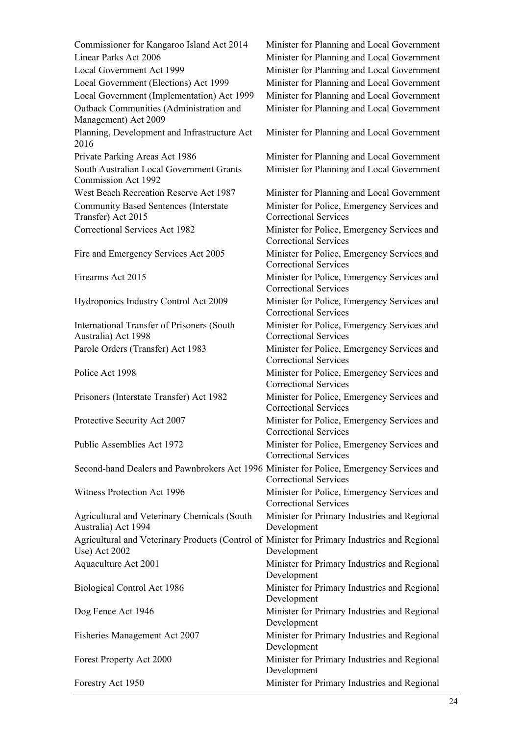| | |
|---|---|
| Commissioner for Kangaroo Island Act 2014 | Minister for Planning and Local Government |
| Linear Parks Act 2006 | Minister for Planning and Local Government |
| Local Government Act 1999 | Minister for Planning and Local Government |
| Local Government (Elections) Act 1999 | Minister for Planning and Local Government |
| Local Government (Implementation) Act 1999 | Minister for Planning and Local Government |
| Outback Communities (Administration and Management) Act 2009 | Minister for Planning and Local Government |
| Planning, Development and Infrastructure Act 2016 | Minister for Planning and Local Government |
| Private Parking Areas Act 1986 | Minister for Planning and Local Government |
| South Australian Local Government Grants Commission Act 1992 | Minister for Planning and Local Government |
| West Beach Recreation Reserve Act 1987 | Minister for Planning and Local Government |
| Community Based Sentences (Interstate Transfer) Act 2015 | Minister for Police, Emergency Services and Correctional Services |
| Correctional Services Act 1982 | Minister for Police, Emergency Services and Correctional Services |
| Fire and Emergency Services Act 2005 | Minister for Police, Emergency Services and Correctional Services |
| Firearms Act 2015 | Minister for Police, Emergency Services and Correctional Services |
| Hydroponics Industry Control Act 2009 | Minister for Police, Emergency Services and Correctional Services |
| International Transfer of Prisoners (South Australia) Act 1998 | Minister for Police, Emergency Services and Correctional Services |
| Parole Orders (Transfer) Act 1983 | Minister for Police, Emergency Services and Correctional Services |
| Police Act 1998 | Minister for Police, Emergency Services and Correctional Services |
| Prisoners (Interstate Transfer) Act 1982 | Minister for Police, Emergency Services and Correctional Services |
| Protective Security Act 2007 | Minister for Police, Emergency Services and Correctional Services |
| Public Assemblies Act 1972 | Minister for Police, Emergency Services and Correctional Services |
| Second-hand Dealers and Pawnbrokers Act 1996 | Minister for Police, Emergency Services and Correctional Services |
| Witness Protection Act 1996 | Minister for Police, Emergency Services and Correctional Services |
| Agricultural and Veterinary Chemicals (South Australia) Act 1994 | Minister for Primary Industries and Regional Development |
| Agricultural and Veterinary Products (Control of Use) Act 2002 | Minister for Primary Industries and Regional Development |
| Aquaculture Act 2001 | Minister for Primary Industries and Regional Development |
| Biological Control Act 1986 | Minister for Primary Industries and Regional Development |
| Dog Fence Act 1946 | Minister for Primary Industries and Regional Development |
| Fisheries Management Act 2007 | Minister for Primary Industries and Regional Development |
| Forest Property Act 2000 | Minister for Primary Industries and Regional Development |
| Forestry Act 1950 | Minister for Primary Industries and Regional |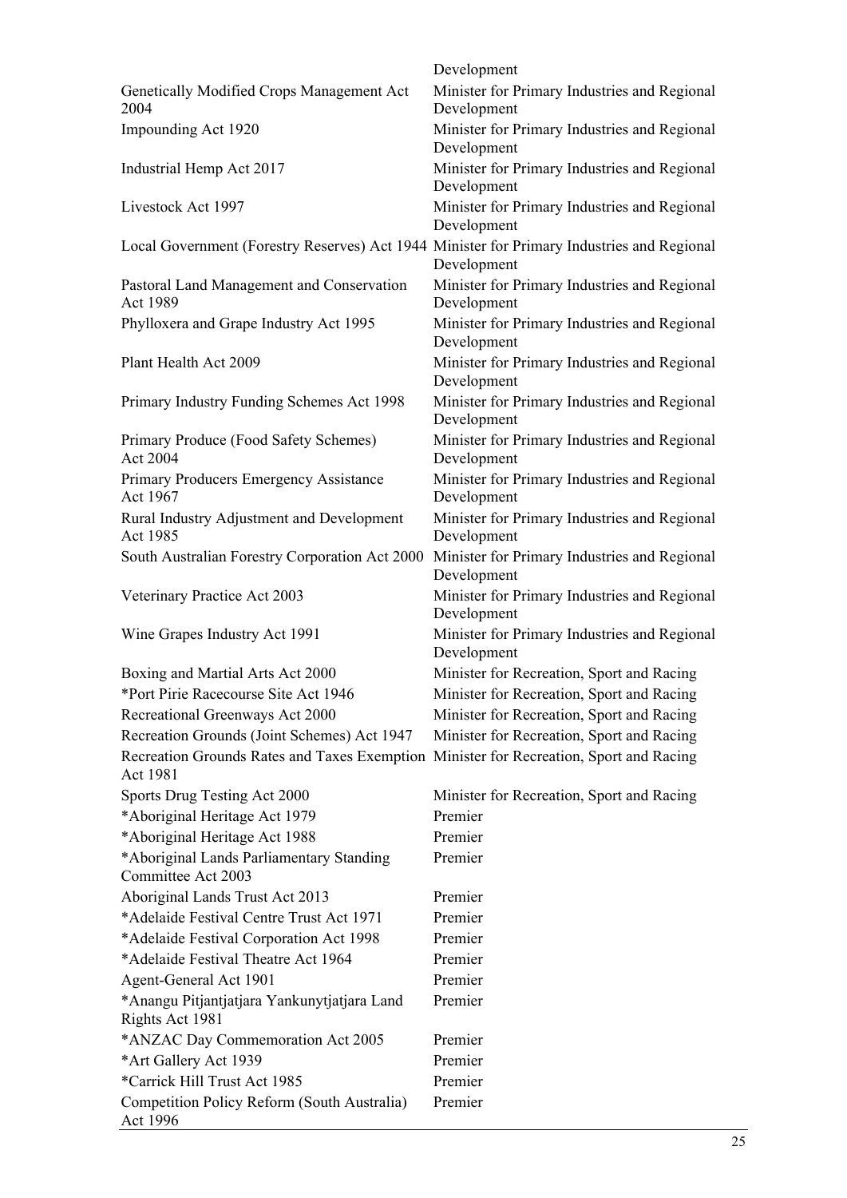| | |
|---|---|
| | Development |
| Genetically Modified Crops Management Act 2004 | Minister for Primary Industries and Regional Development |
| Impounding Act 1920 | Minister for Primary Industries and Regional Development |
| Industrial Hemp Act 2017 | Minister for Primary Industries and Regional Development |
| Livestock Act 1997 | Minister for Primary Industries and Regional Development |
| Local Government (Forestry Reserves) Act 1944 | Minister for Primary Industries and Regional Development |
| Pastoral Land Management and Conservation Act 1989 | Minister for Primary Industries and Regional Development |
| Phylloxera and Grape Industry Act 1995 | Minister for Primary Industries and Regional Development |
| Plant Health Act 2009 | Minister for Primary Industries and Regional Development |
| Primary Industry Funding Schemes Act 1998 | Minister for Primary Industries and Regional Development |
| Primary Produce (Food Safety Schemes) Act 2004 | Minister for Primary Industries and Regional Development |
| Primary Producers Emergency Assistance Act 1967 | Minister for Primary Industries and Regional Development |
| Rural Industry Adjustment and Development Act 1985 | Minister for Primary Industries and Regional Development |
| South Australian Forestry Corporation Act 2000 | Minister for Primary Industries and Regional Development |
| Veterinary Practice Act 2003 | Minister for Primary Industries and Regional Development |
| Wine Grapes Industry Act 1991 | Minister for Primary Industries and Regional Development |
| Boxing and Martial Arts Act 2000 | Minister for Recreation, Sport and Racing |
| *Port Pirie Racecourse Site Act 1946 | Minister for Recreation, Sport and Racing |
| Recreational Greenways Act 2000 | Minister for Recreation, Sport and Racing |
| Recreation Grounds (Joint Schemes) Act 1947 | Minister for Recreation, Sport and Racing |
| Recreation Grounds Rates and Taxes Exemption Act 1981 | Minister for Recreation, Sport and Racing |
| Sports Drug Testing Act 2000 | Minister for Recreation, Sport and Racing |
| *Aboriginal Heritage Act 1979 | Premier |
| *Aboriginal Heritage Act 1988 | Premier |
| *Aboriginal Lands Parliamentary Standing Committee Act 2003 | Premier |
| Aboriginal Lands Trust Act 2013 | Premier |
| *Adelaide Festival Centre Trust Act 1971 | Premier |
| *Adelaide Festival Corporation Act 1998 | Premier |
| *Adelaide Festival Theatre Act 1964 | Premier |
| Agent-General Act 1901 | Premier |
| *Anangu Pitjantjatjara Yankunytjatjara Land Rights Act 1981 | Premier |
| *ANZAC Day Commemoration Act 2005 | Premier |
| *Art Gallery Act 1939 | Premier |
| *Carrick Hill Trust Act 1985 | Premier |
| Competition Policy Reform (South Australia) Act 1996 | Premier |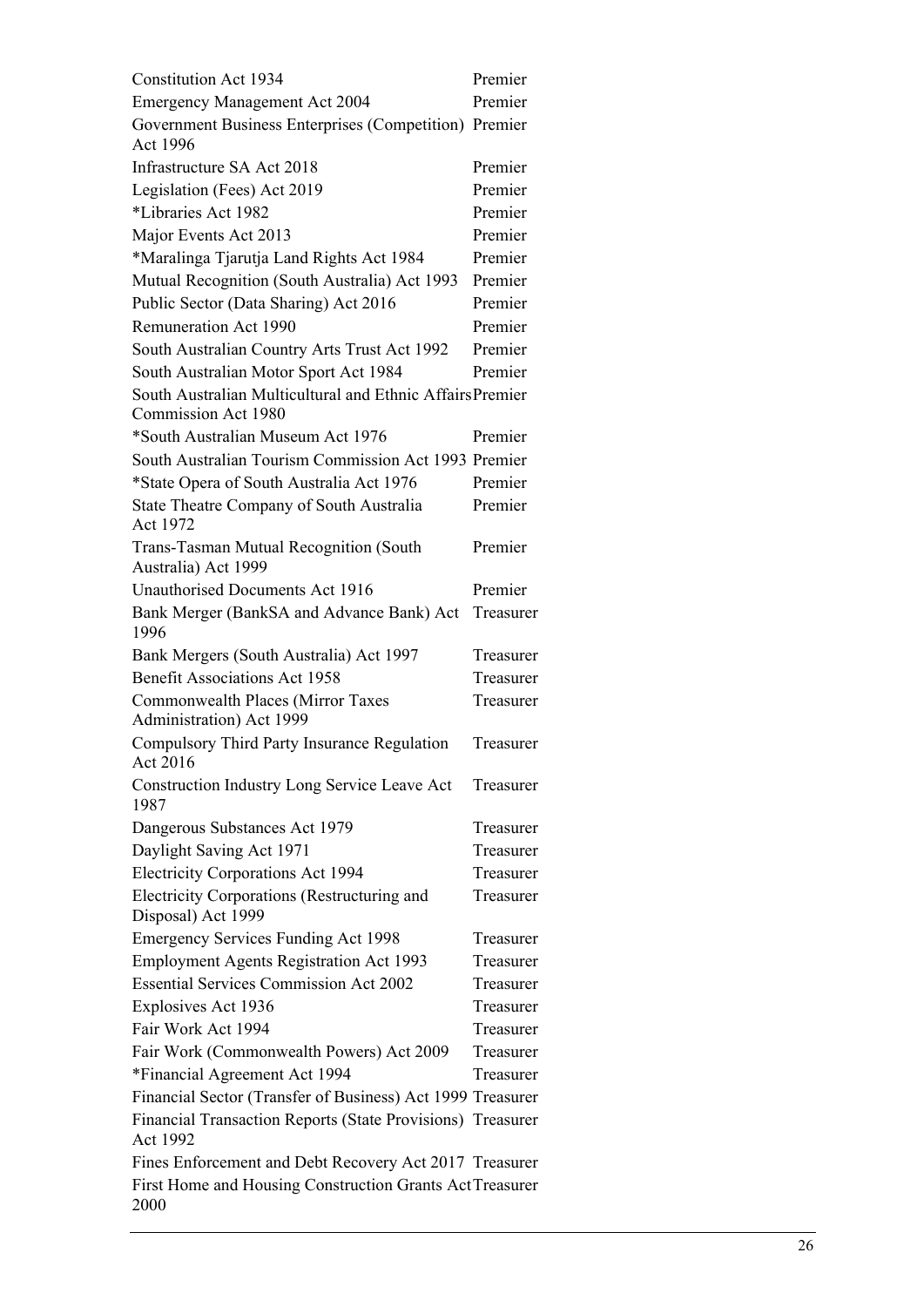| | |
|---|---|
| Constitution Act 1934 | Premier |
| Emergency Management Act 2004 | Premier |
| Government Business Enterprises (Competition) Act 1996 | Premier |
| Infrastructure SA Act 2018 | Premier |
| Legislation (Fees) Act 2019 | Premier |
| *Libraries Act 1982 | Premier |
| Major Events Act 2013 | Premier |
| *Maralinga Tjarutja Land Rights Act 1984 | Premier |
| Mutual Recognition (South Australia) Act 1993 | Premier |
| Public Sector (Data Sharing) Act 2016 | Premier |
| Remuneration Act 1990 | Premier |
| South Australian Country Arts Trust Act 1992 | Premier |
| South Australian Motor Sport Act 1984 | Premier |
| South Australian Multicultural and Ethnic Affairs Commission Act 1980 | Premier |
| *South Australian Museum Act 1976 | Premier |
| South Australian Tourism Commission Act 1993 | Premier |
| *State Opera of South Australia Act 1976 | Premier |
| State Theatre Company of South Australia Act 1972 | Premier |
| Trans-Tasman Mutual Recognition (South Australia) Act 1999 | Premier |
| Unauthorised Documents Act 1916 | Premier |
| Bank Merger (BankSA and Advance Bank) Act 1996 | Treasurer |
| Bank Mergers (South Australia) Act 1997 | Treasurer |
| Benefit Associations Act 1958 | Treasurer |
| Commonwealth Places (Mirror Taxes Administration) Act 1999 | Treasurer |
| Compulsory Third Party Insurance Regulation Act 2016 | Treasurer |
| Construction Industry Long Service Leave Act 1987 | Treasurer |
| Dangerous Substances Act 1979 | Treasurer |
| Daylight Saving Act 1971 | Treasurer |
| Electricity Corporations Act 1994 | Treasurer |
| Electricity Corporations (Restructuring and Disposal) Act 1999 | Treasurer |
| Emergency Services Funding Act 1998 | Treasurer |
| Employment Agents Registration Act 1993 | Treasurer |
| Essential Services Commission Act 2002 | Treasurer |
| Explosives Act 1936 | Treasurer |
| Fair Work Act 1994 | Treasurer |
| Fair Work (Commonwealth Powers) Act 2009 | Treasurer |
| *Financial Agreement Act 1994 | Treasurer |
| Financial Sector (Transfer of Business) Act 1999 | Treasurer |
| Financial Transaction Reports (State Provisions) Act 1992 | Treasurer |
| Fines Enforcement and Debt Recovery Act 2017 | Treasurer |
| First Home and Housing Construction Grants Act 2000 | Treasurer |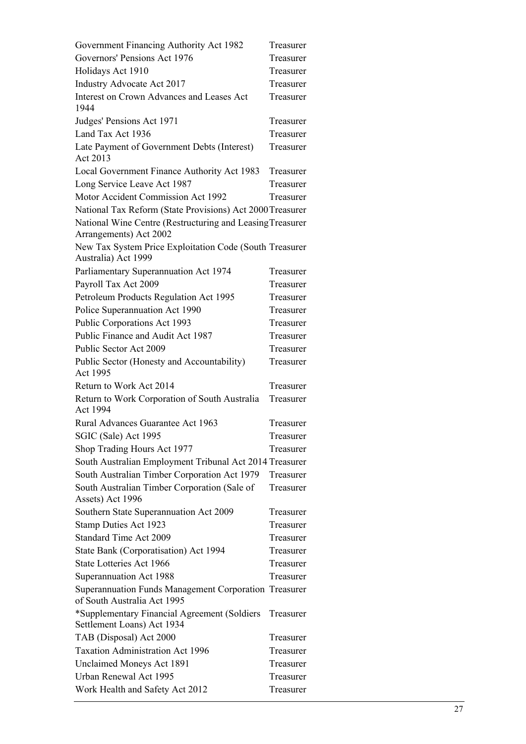| | |
|---|---|
| Government Financing Authority Act 1982 | Treasurer |
| Governors' Pensions Act 1976 | Treasurer |
| Holidays Act 1910 | Treasurer |
| Industry Advocate Act 2017 | Treasurer |
| Interest on Crown Advances and Leases Act 1944 | Treasurer |
| Judges' Pensions Act 1971 | Treasurer |
| Land Tax Act 1936 | Treasurer |
| Late Payment of Government Debts (Interest) Act 2013 | Treasurer |
| Local Government Finance Authority Act 1983 | Treasurer |
| Long Service Leave Act 1987 | Treasurer |
| Motor Accident Commission Act 1992 | Treasurer |
| National Tax Reform (State Provisions) Act 2000 | Treasurer |
| National Wine Centre (Restructuring and Leasing Arrangements) Act 2002 | Treasurer |
| New Tax System Price Exploitation Code (South Australia) Act 1999 | Treasurer |
| Parliamentary Superannuation Act 1974 | Treasurer |
| Payroll Tax Act 2009 | Treasurer |
| Petroleum Products Regulation Act 1995 | Treasurer |
| Police Superannuation Act 1990 | Treasurer |
| Public Corporations Act 1993 | Treasurer |
| Public Finance and Audit Act 1987 | Treasurer |
| Public Sector Act 2009 | Treasurer |
| Public Sector (Honesty and Accountability) Act 1995 | Treasurer |
| Return to Work Act 2014 | Treasurer |
| Return to Work Corporation of South Australia Act 1994 | Treasurer |
| Rural Advances Guarantee Act 1963 | Treasurer |
| SGIC (Sale) Act 1995 | Treasurer |
| Shop Trading Hours Act 1977 | Treasurer |
| South Australian Employment Tribunal Act 2014 | Treasurer |
| South Australian Timber Corporation Act 1979 | Treasurer |
| South Australian Timber Corporation (Sale of Assets) Act 1996 | Treasurer |
| Southern State Superannuation Act 2009 | Treasurer |
| Stamp Duties Act 1923 | Treasurer |
| Standard Time Act 2009 | Treasurer |
| State Bank (Corporatisation) Act 1994 | Treasurer |
| State Lotteries Act 1966 | Treasurer |
| Superannuation Act 1988 | Treasurer |
| Superannuation Funds Management Corporation of South Australia Act 1995 | Treasurer |
| *Supplementary Financial Agreement (Soldiers Settlement Loans) Act 1934 | Treasurer |
| TAB (Disposal) Act 2000 | Treasurer |
| Taxation Administration Act 1996 | Treasurer |
| Unclaimed Moneys Act 1891 | Treasurer |
| Urban Renewal Act 1995 | Treasurer |
| Work Health and Safety Act 2012 | Treasurer |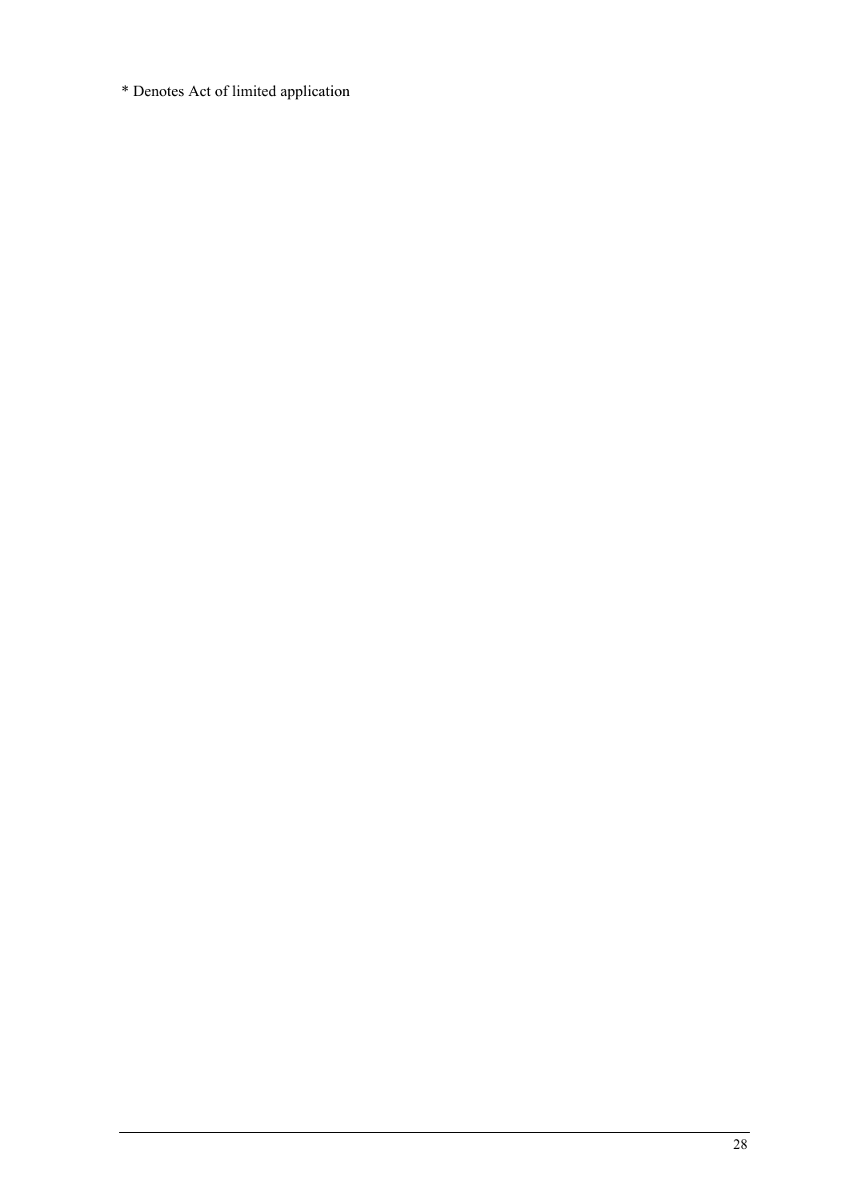* Denotes Act of limited application